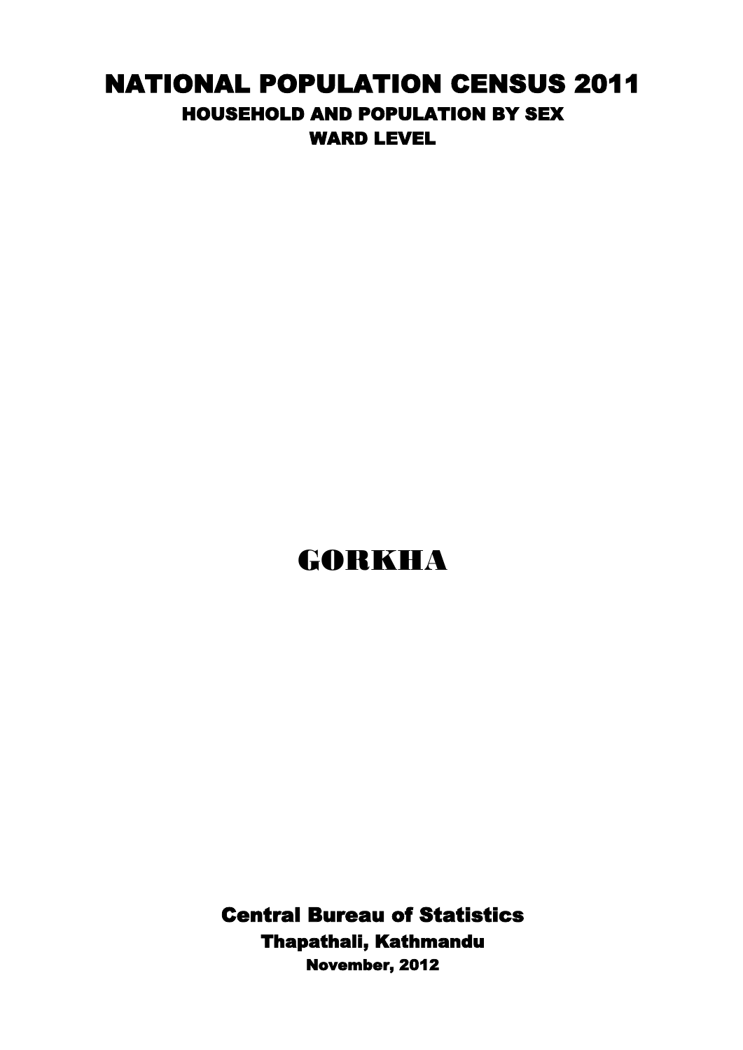# NATIONAL POPULATION CENSUS 2011

## HOUSEHOLD AND POPULATION BY SEX

## WARD LEVEL

# GORKHA

**Central Bureau of Statistics**

**Thapathali, Kathmandu**

**November, 2012**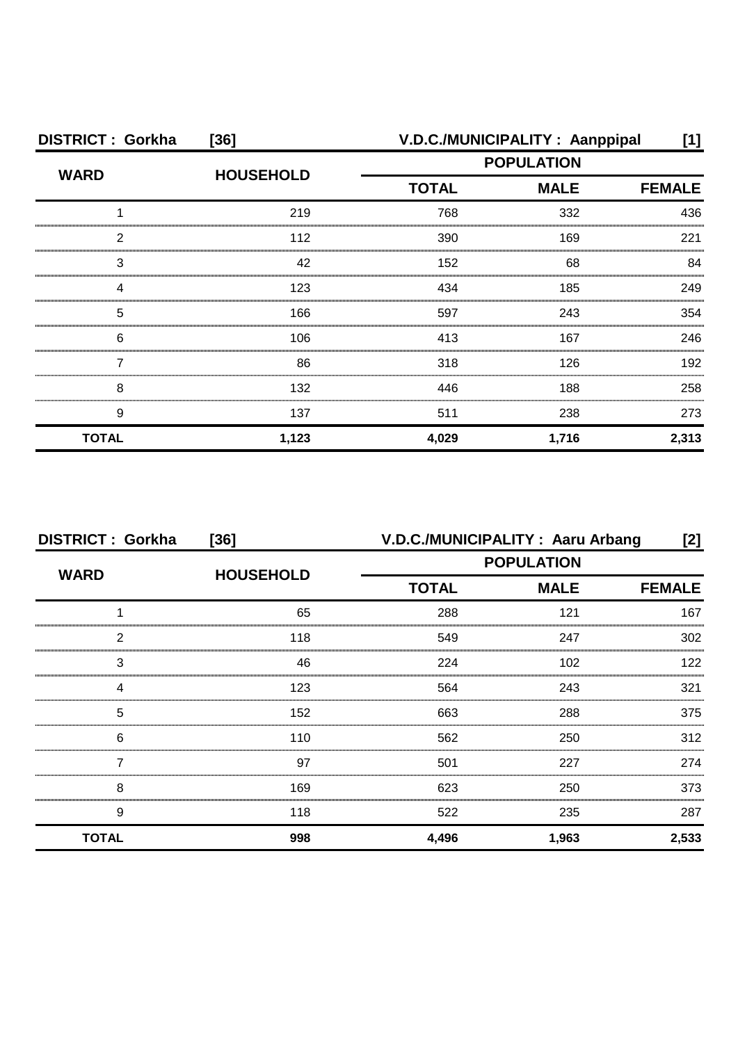**DISTRICT : Gorkha [36]** **V.D.C./MUNICIPALITY : Aanppipal [1]**

| WARD | HOUSEHOLD | POPULATION | | |
|---|---|---|---|---|
| | | TOTAL | MALE | FEMALE |
| 1 | 219 | 768 | 332 | 436 |
| 2 | 112 | 390 | 169 | 221 |
| 3 | 42 | 152 | 68 | 84 |
| 4 | 123 | 434 | 185 | 249 |
| 5 | 166 | 597 | 243 | 354 |
| 6 | 106 | 413 | 167 | 246 |
| 7 | 86 | 318 | 126 | 192 |
| 8 | 132 | 446 | 188 | 258 |
| 9 | 137 | 511 | 238 | 273 |
| **TOTAL** | **1,123** | **4,029** | **1,716** | **2,313** |

**DISTRICT : Gorkha [36]** **V.D.C./MUNICIPALITY : Aaru Arbang [2]**

| WARD | HOUSEHOLD | POPULATION | | |
|---|---|---|---|---|
| | | TOTAL | MALE | FEMALE |
| 1 | 65 | 288 | 121 | 167 |
| 2 | 118 | 549 | 247 | 302 |
| 3 | 46 | 224 | 102 | 122 |
| 4 | 123 | 564 | 243 | 321 |
| 5 | 152 | 663 | 288 | 375 |
| 6 | 110 | 562 | 250 | 312 |
| 7 | 97 | 501 | 227 | 274 |
| 8 | 169 | 623 | 250 | 373 |
| 9 | 118 | 522 | 235 | 287 |
| **TOTAL** | **998** | **4,496** | **1,963** | **2,533** |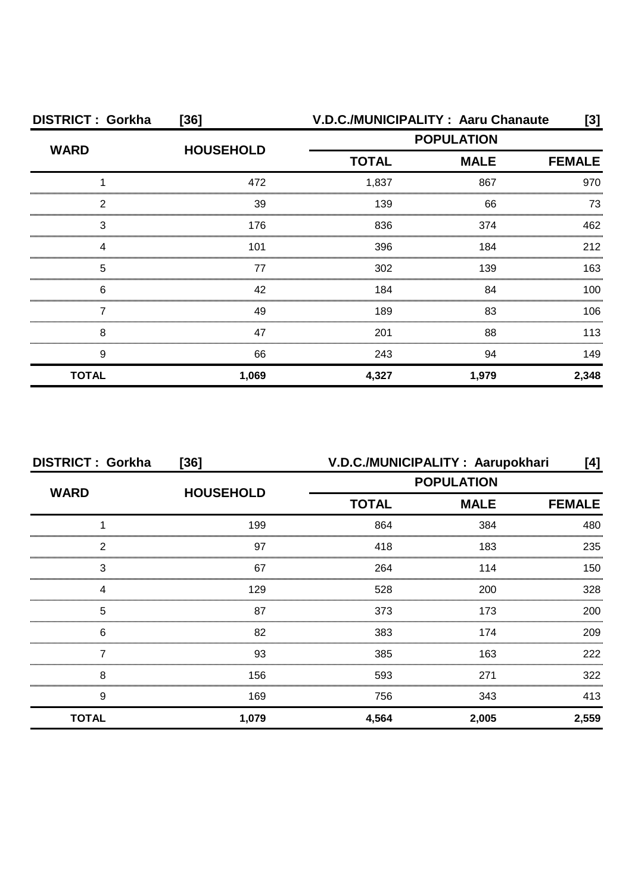**DISTRICT : Gorkha [36] V.D.C./MUNICIPALITY : Aaru Chanaute [3]**

| WARD | HOUSEHOLD | POPULATION | | |
|---|---|---|---|---|
| | | TOTAL | MALE | FEMALE |
| 1 | 472 | 1,837 | 867 | 970 |
| 2 | 39 | 139 | 66 | 73 |
| 3 | 176 | 836 | 374 | 462 |
| 4 | 101 | 396 | 184 | 212 |
| 5 | 77 | 302 | 139 | 163 |
| 6 | 42 | 184 | 84 | 100 |
| 7 | 49 | 189 | 83 | 106 |
| 8 | 47 | 201 | 88 | 113 |
| 9 | 66 | 243 | 94 | 149 |
| **TOTAL** | **1,069** | **4,327** | **1,979** | **2,348** |

**DISTRICT : Gorkha [36] V.D.C./MUNICIPALITY : Aarupokhari [4]**

| WARD | HOUSEHOLD | POPULATION | | |
|---|---|---|---|---|
| | | TOTAL | MALE | FEMALE |
| 1 | 199 | 864 | 384 | 480 |
| 2 | 97 | 418 | 183 | 235 |
| 3 | 67 | 264 | 114 | 150 |
| 4 | 129 | 528 | 200 | 328 |
| 5 | 87 | 373 | 173 | 200 |
| 6 | 82 | 383 | 174 | 209 |
| 7 | 93 | 385 | 163 | 222 |
| 8 | 156 | 593 | 271 | 322 |
| 9 | 169 | 756 | 343 | 413 |
| **TOTAL** | **1,079** | **4,564** | **2,005** | **2,559** |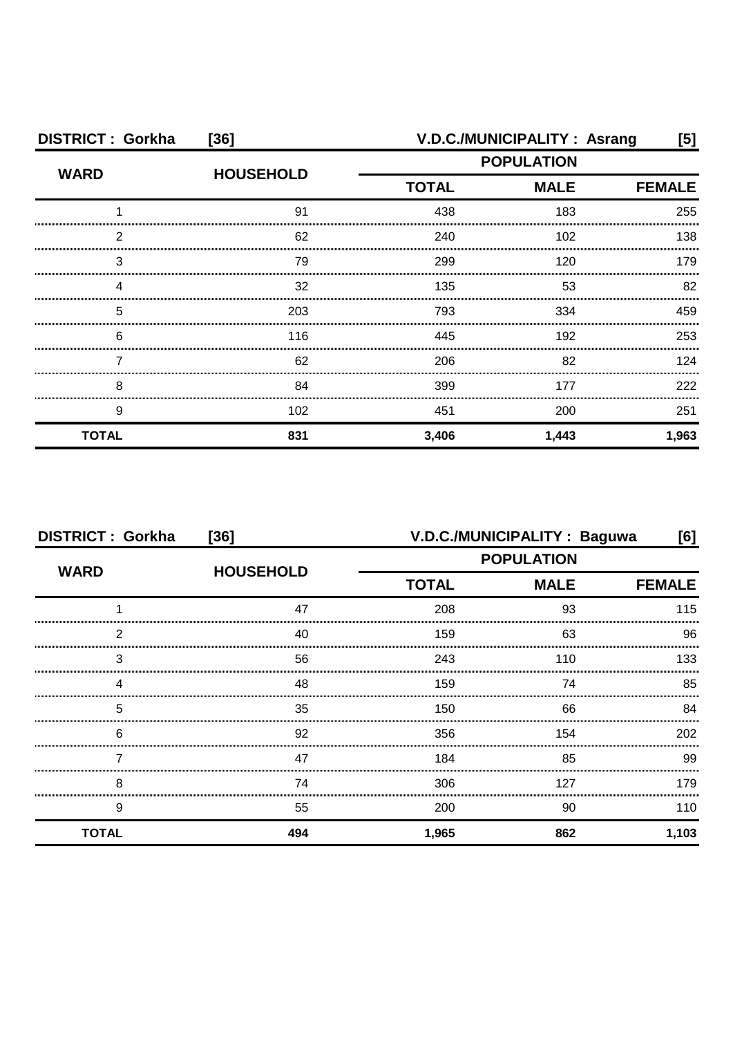**DISTRICT : Gorkha [36]** **V.D.C./MUNICIPALITY : Asrang [5]**

| WARD | HOUSEHOLD | POPULATION | | |
|---|---|---|---|---|
| | | TOTAL | MALE | FEMALE |
| 1 | 91 | 438 | 183 | 255 |
| 2 | 62 | 240 | 102 | 138 |
| 3 | 79 | 299 | 120 | 179 |
| 4 | 32 | 135 | 53 | 82 |
| 5 | 203 | 793 | 334 | 459 |
| 6 | 116 | 445 | 192 | 253 |
| 7 | 62 | 206 | 82 | 124 |
| 8 | 84 | 399 | 177 | 222 |
| 9 | 102 | 451 | 200 | 251 |
| **TOTAL** | **831** | **3,406** | **1,443** | **1,963** |

**DISTRICT : Gorkha [36]** **V.D.C./MUNICIPALITY : Baguwa [6]**

| WARD | HOUSEHOLD | POPULATION | | |
|---|---|---|---|---|
| | | TOTAL | MALE | FEMALE |
| 1 | 47 | 208 | 93 | 115 |
| 2 | 40 | 159 | 63 | 96 |
| 3 | 56 | 243 | 110 | 133 |
| 4 | 48 | 159 | 74 | 85 |
| 5 | 35 | 150 | 66 | 84 |
| 6 | 92 | 356 | 154 | 202 |
| 7 | 47 | 184 | 85 | 99 |
| 8 | 74 | 306 | 127 | 179 |
| 9 | 55 | 200 | 90 | 110 |
| **TOTAL** | **494** | **1,965** | **862** | **1,103** |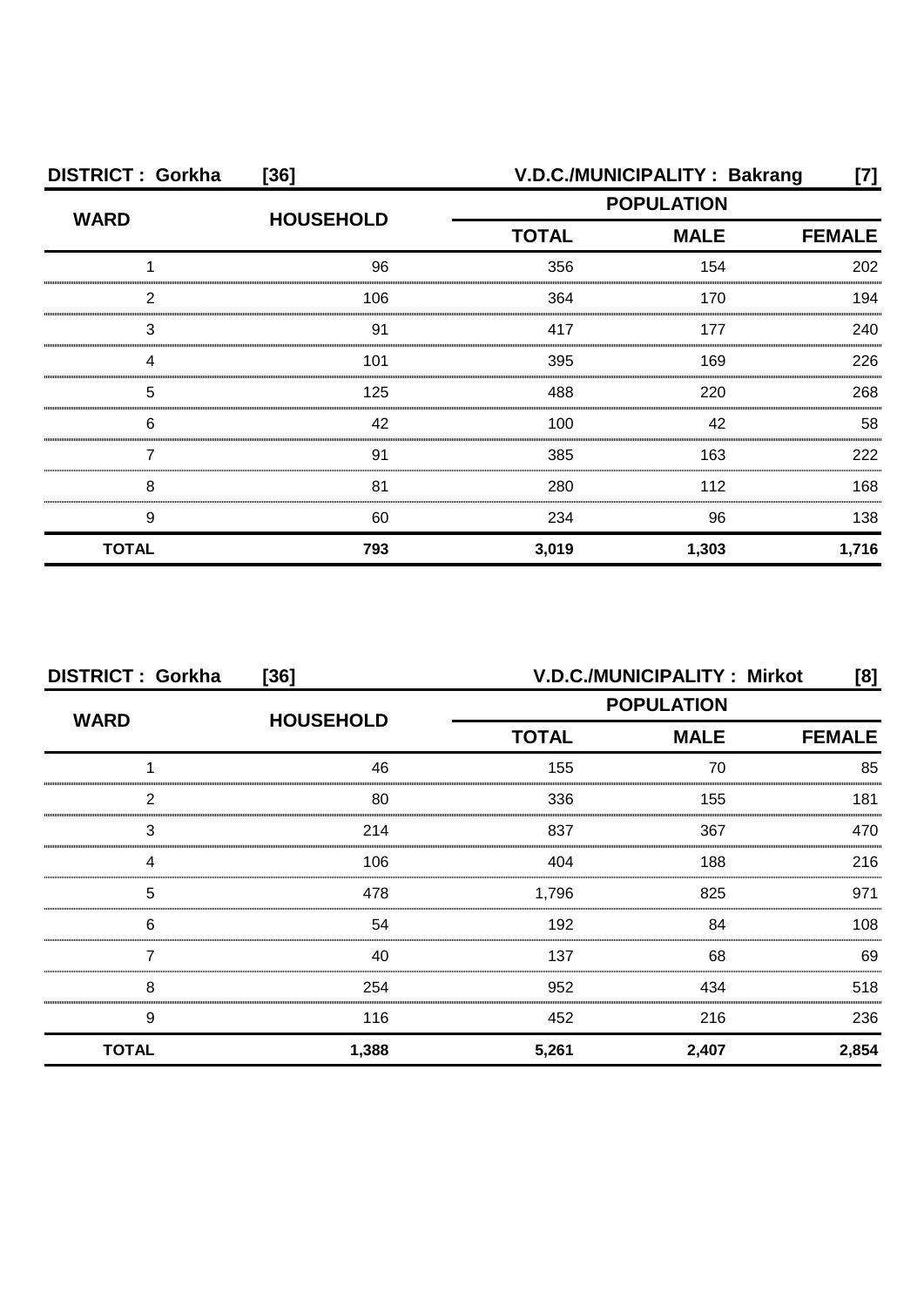**DISTRICT : Gorkha [36]** **V.D.C./MUNICIPALITY : Bakrang [7]**

| WARD | HOUSEHOLD | POPULATION | | |
|---|---|---|---|---|
| | | TOTAL | MALE | FEMALE |
| 1 | 96 | 356 | 154 | 202 |
| 2 | 106 | 364 | 170 | 194 |
| 3 | 91 | 417 | 177 | 240 |
| 4 | 101 | 395 | 169 | 226 |
| 5 | 125 | 488 | 220 | 268 |
| 6 | 42 | 100 | 42 | 58 |
| 7 | 91 | 385 | 163 | 222 |
| 8 | 81 | 280 | 112 | 168 |
| 9 | 60 | 234 | 96 | 138 |
| **TOTAL** | **793** | **3,019** | **1,303** | **1,716** |

**DISTRICT : Gorkha [36]** **V.D.C./MUNICIPALITY : Mirkot [8]**

| WARD | HOUSEHOLD | POPULATION | | |
|---|---|---|---|---|
| | | TOTAL | MALE | FEMALE |
| 1 | 46 | 155 | 70 | 85 |
| 2 | 80 | 336 | 155 | 181 |
| 3 | 214 | 837 | 367 | 470 |
| 4 | 106 | 404 | 188 | 216 |
| 5 | 478 | 1,796 | 825 | 971 |
| 6 | 54 | 192 | 84 | 108 |
| 7 | 40 | 137 | 68 | 69 |
| 8 | 254 | 952 | 434 | 518 |
| 9 | 116 | 452 | 216 | 236 |
| **TOTAL** | **1,388** | **5,261** | **2,407** | **2,854** |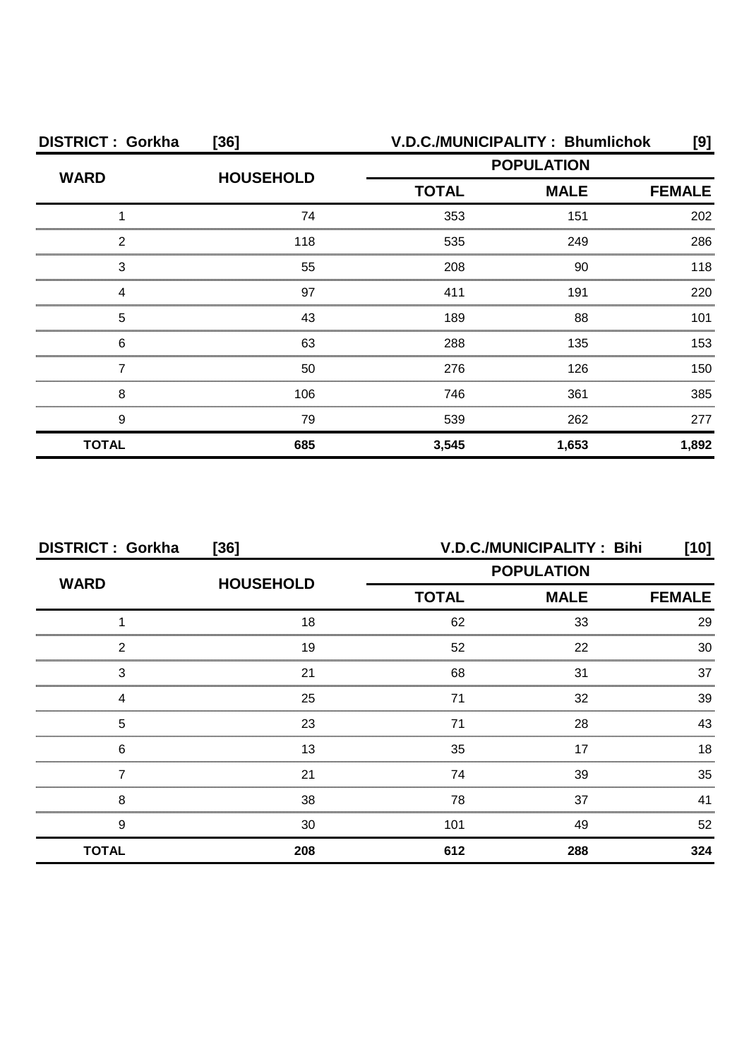**DISTRICT : Gorkha [36] V.D.C./MUNICIPALITY : Bhumlichok [9]**

| WARD | HOUSEHOLD | POPULATION | | |
|---|---|---|---|---|
| | | TOTAL | MALE | FEMALE |
| 1 | 74 | 353 | 151 | 202 |
| 2 | 118 | 535 | 249 | 286 |
| 3 | 55 | 208 | 90 | 118 |
| 4 | 97 | 411 | 191 | 220 |
| 5 | 43 | 189 | 88 | 101 |
| 6 | 63 | 288 | 135 | 153 |
| 7 | 50 | 276 | 126 | 150 |
| 8 | 106 | 746 | 361 | 385 |
| 9 | 79 | 539 | 262 | 277 |
| **TOTAL** | **685** | **3,545** | **1,653** | **1,892** |

**DISTRICT : Gorkha [36] V.D.C./MUNICIPALITY : Bihi [10]**

| WARD | HOUSEHOLD | POPULATION | | |
|---|---|---|---|---|
| | | TOTAL | MALE | FEMALE |
| 1 | 18 | 62 | 33 | 29 |
| 2 | 19 | 52 | 22 | 30 |
| 3 | 21 | 68 | 31 | 37 |
| 4 | 25 | 71 | 32 | 39 |
| 5 | 23 | 71 | 28 | 43 |
| 6 | 13 | 35 | 17 | 18 |
| 7 | 21 | 74 | 39 | 35 |
| 8 | 38 | 78 | 37 | 41 |
| 9 | 30 | 101 | 49 | 52 |
| **TOTAL** | **208** | **612** | **288** | **324** |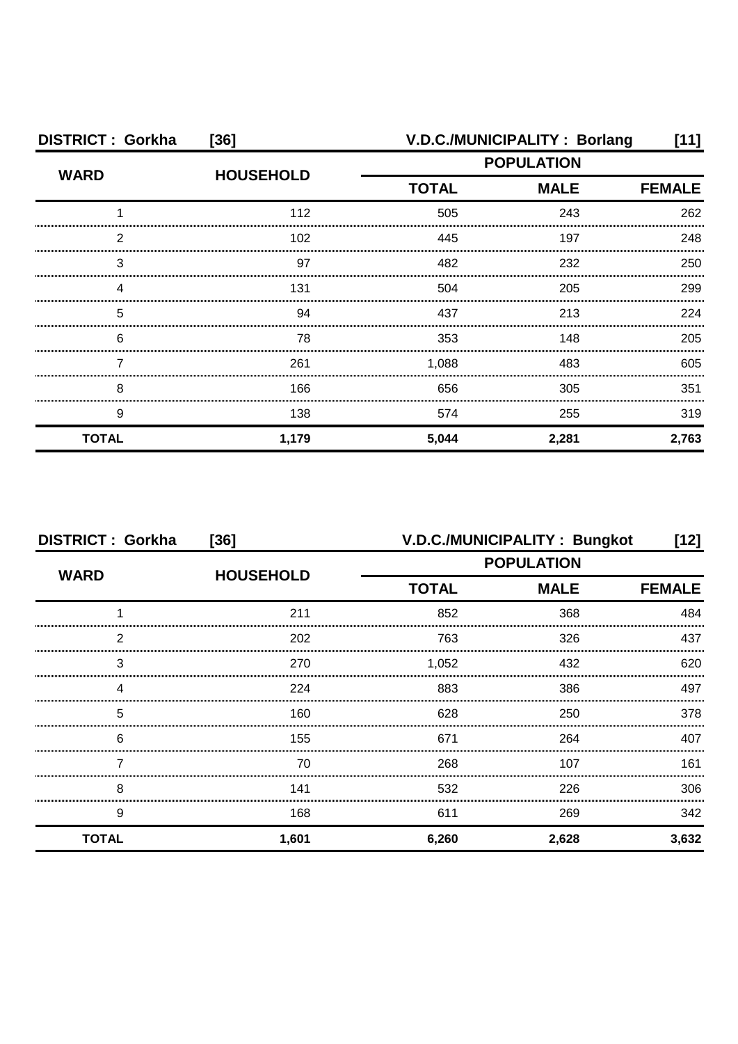**DISTRICT : Gorkha [36] V.D.C./MUNICIPALITY : Borlang [11]**

| WARD | HOUSEHOLD | POPULATION | | |
|---|---|---|---|---|
| | | TOTAL | MALE | FEMALE |
| 1 | 112 | 505 | 243 | 262 |
| 2 | 102 | 445 | 197 | 248 |
| 3 | 97 | 482 | 232 | 250 |
| 4 | 131 | 504 | 205 | 299 |
| 5 | 94 | 437 | 213 | 224 |
| 6 | 78 | 353 | 148 | 205 |
| 7 | 261 | 1,088 | 483 | 605 |
| 8 | 166 | 656 | 305 | 351 |
| 9 | 138 | 574 | 255 | 319 |
| **TOTAL** | **1,179** | **5,044** | **2,281** | **2,763** |

**DISTRICT : Gorkha [36] V.D.C./MUNICIPALITY : Bungkot [12]**

| WARD | HOUSEHOLD | POPULATION | | |
|---|---|---|---|---|
| | | TOTAL | MALE | FEMALE |
| 1 | 211 | 852 | 368 | 484 |
| 2 | 202 | 763 | 326 | 437 |
| 3 | 270 | 1,052 | 432 | 620 |
| 4 | 224 | 883 | 386 | 497 |
| 5 | 160 | 628 | 250 | 378 |
| 6 | 155 | 671 | 264 | 407 |
| 7 | 70 | 268 | 107 | 161 |
| 8 | 141 | 532 | 226 | 306 |
| 9 | 168 | 611 | 269 | 342 |
| **TOTAL** | **1,601** | **6,260** | **2,628** | **3,632** |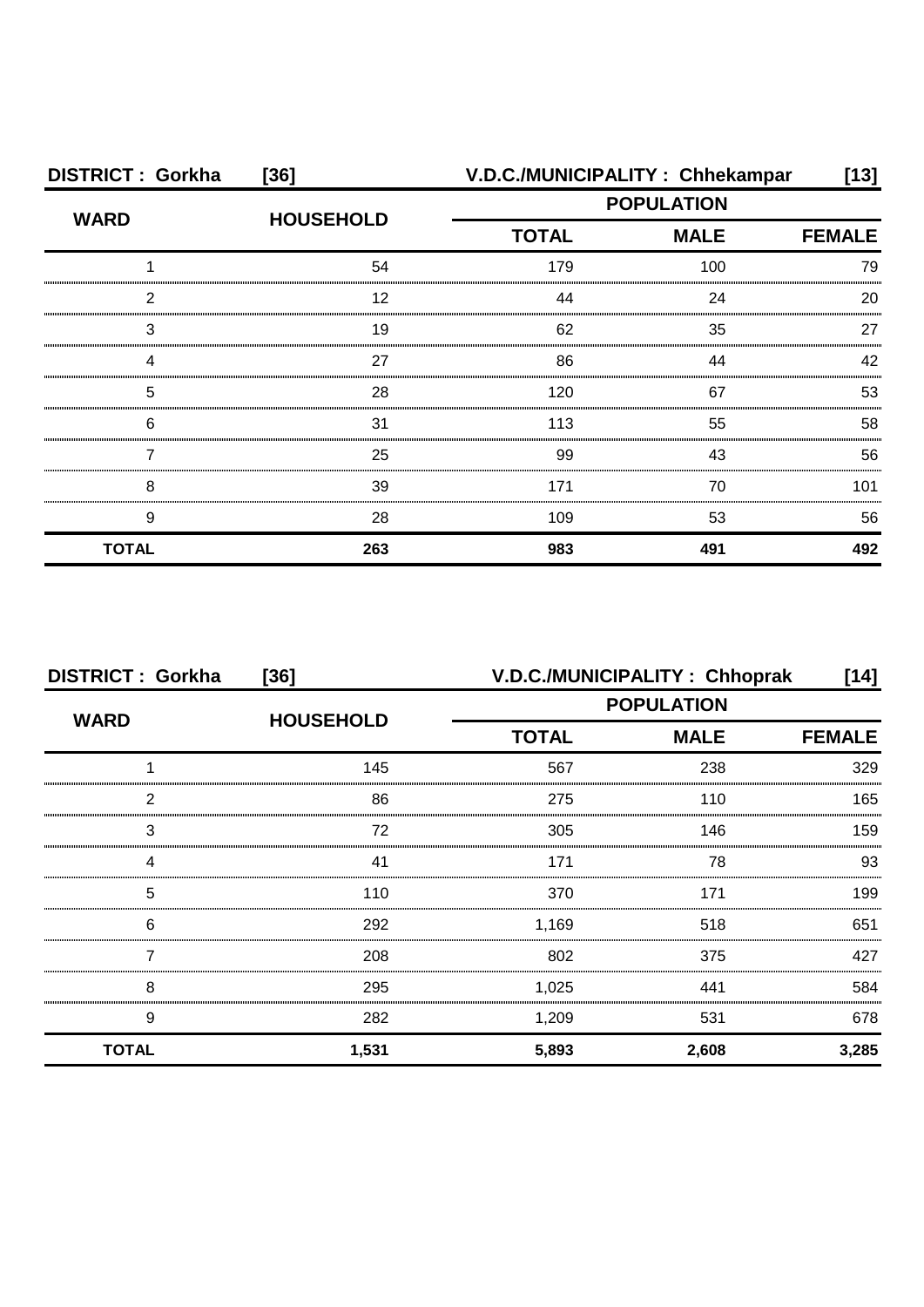**DISTRICT : Gorkha [36] V.D.C./MUNICIPALITY : Chhekampar [13]**

| WARD | HOUSEHOLD | POPULATION | | |
|---|---|---|---|---|
| | | TOTAL | MALE | FEMALE |
| 1 | 54 | 179 | 100 | 79 |
| 2 | 12 | 44 | 24 | 20 |
| 3 | 19 | 62 | 35 | 27 |
| 4 | 27 | 86 | 44 | 42 |
| 5 | 28 | 120 | 67 | 53 |
| 6 | 31 | 113 | 55 | 58 |
| 7 | 25 | 99 | 43 | 56 |
| 8 | 39 | 171 | 70 | 101 |
| 9 | 28 | 109 | 53 | 56 |
| **TOTAL** | **263** | **983** | **491** | **492** |

**DISTRICT : Gorkha [36] V.D.C./MUNICIPALITY : Chhoprak [14]**

| WARD | HOUSEHOLD | POPULATION | | |
|---|---|---|---|---|
| | | TOTAL | MALE | FEMALE |
| 1 | 145 | 567 | 238 | 329 |
| 2 | 86 | 275 | 110 | 165 |
| 3 | 72 | 305 | 146 | 159 |
| 4 | 41 | 171 | 78 | 93 |
| 5 | 110 | 370 | 171 | 199 |
| 6 | 292 | 1,169 | 518 | 651 |
| 7 | 208 | 802 | 375 | 427 |
| 8 | 295 | 1,025 | 441 | 584 |
| 9 | 282 | 1,209 | 531 | 678 |
| **TOTAL** | **1,531** | **5,893** | **2,608** | **3,285** |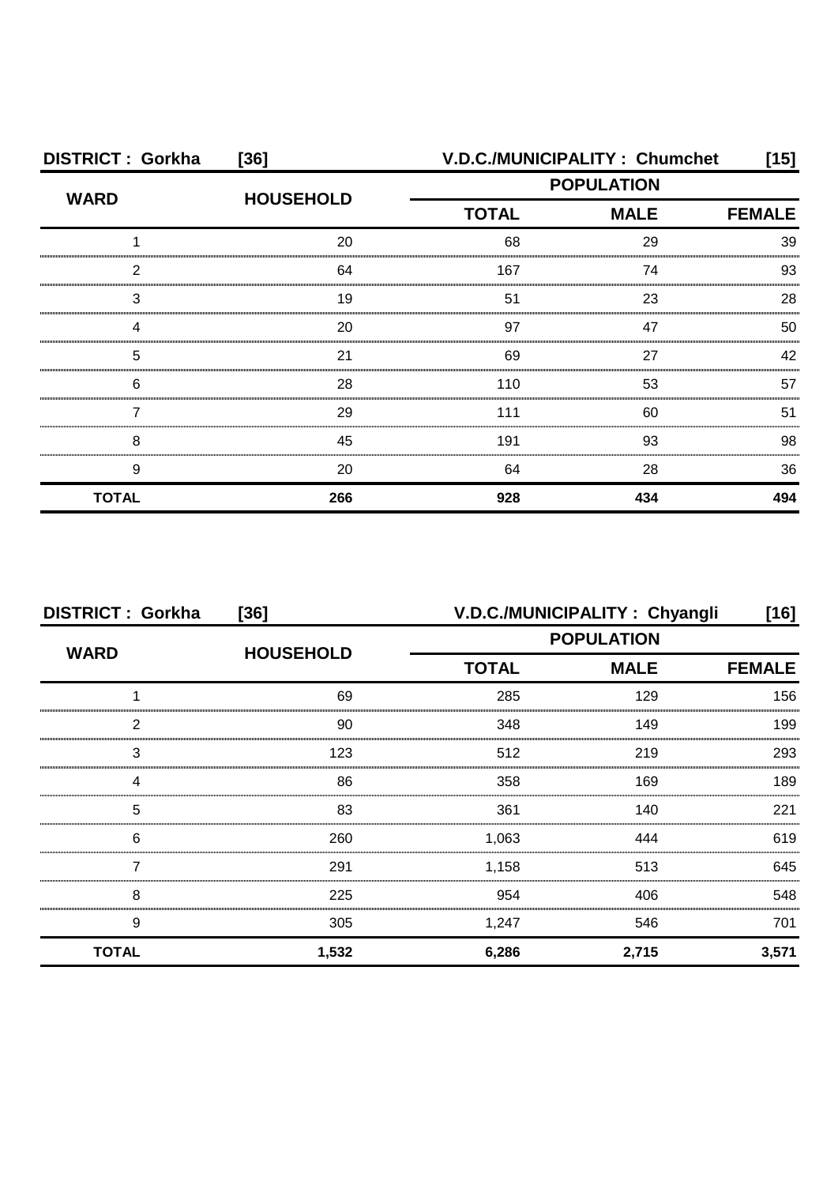| DISTRICT : Gorkha [36] | | V.D.C./MUNICIPALITY : Chumchet [15] | | |
|---|---|---|---|---|
| WARD | HOUSEHOLD | POPULATION | | |
| | | TOTAL | MALE | FEMALE |
| 1 | 20 | 68 | 29 | 39 |
| 2 | 64 | 167 | 74 | 93 |
| 3 | 19 | 51 | 23 | 28 |
| 4 | 20 | 97 | 47 | 50 |
| 5 | 21 | 69 | 27 | 42 |
| 6 | 28 | 110 | 53 | 57 |
| 7 | 29 | 111 | 60 | 51 |
| 8 | 45 | 191 | 93 | 98 |
| 9 | 20 | 64 | 28 | 36 |
| **TOTAL** | **266** | **928** | **434** | **494** |

| DISTRICT : Gorkha [36] | | V.D.C./MUNICIPALITY : Chyangli [16] | | |
|---|---|---|---|---|
| WARD | HOUSEHOLD | POPULATION | | |
| | | TOTAL | MALE | FEMALE |
| 1 | 69 | 285 | 129 | 156 |
| 2 | 90 | 348 | 149 | 199 |
| 3 | 123 | 512 | 219 | 293 |
| 4 | 86 | 358 | 169 | 189 |
| 5 | 83 | 361 | 140 | 221 |
| 6 | 260 | 1,063 | 444 | 619 |
| 7 | 291 | 1,158 | 513 | 645 |
| 8 | 225 | 954 | 406 | 548 |
| 9 | 305 | 1,247 | 546 | 701 |
| **TOTAL** | **1,532** | **6,286** | **2,715** | **3,571** |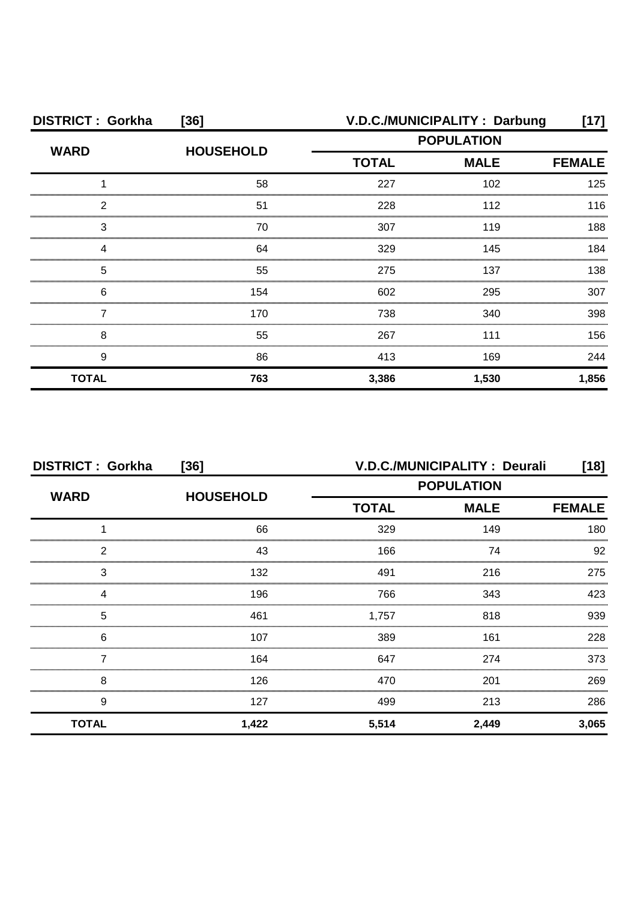**DISTRICT : Gorkha [36] V.D.C./MUNICIPALITY : Darbung [17]**

| WARD | HOUSEHOLD | POPULATION | | |
|---|---|---|---|---|
| | | TOTAL | MALE | FEMALE |
| 1 | 58 | 227 | 102 | 125 |
| 2 | 51 | 228 | 112 | 116 |
| 3 | 70 | 307 | 119 | 188 |
| 4 | 64 | 329 | 145 | 184 |
| 5 | 55 | 275 | 137 | 138 |
| 6 | 154 | 602 | 295 | 307 |
| 7 | 170 | 738 | 340 | 398 |
| 8 | 55 | 267 | 111 | 156 |
| 9 | 86 | 413 | 169 | 244 |
| **TOTAL** | **763** | **3,386** | **1,530** | **1,856** |

**DISTRICT : Gorkha [36] V.D.C./MUNICIPALITY : Deurali [18]**

| WARD | HOUSEHOLD | POPULATION | | |
|---|---|---|---|---|
| | | TOTAL | MALE | FEMALE |
| 1 | 66 | 329 | 149 | 180 |
| 2 | 43 | 166 | 74 | 92 |
| 3 | 132 | 491 | 216 | 275 |
| 4 | 196 | 766 | 343 | 423 |
| 5 | 461 | 1,757 | 818 | 939 |
| 6 | 107 | 389 | 161 | 228 |
| 7 | 164 | 647 | 274 | 373 |
| 8 | 126 | 470 | 201 | 269 |
| 9 | 127 | 499 | 213 | 286 |
| **TOTAL** | **1,422** | **5,514** | **2,449** | **3,065** |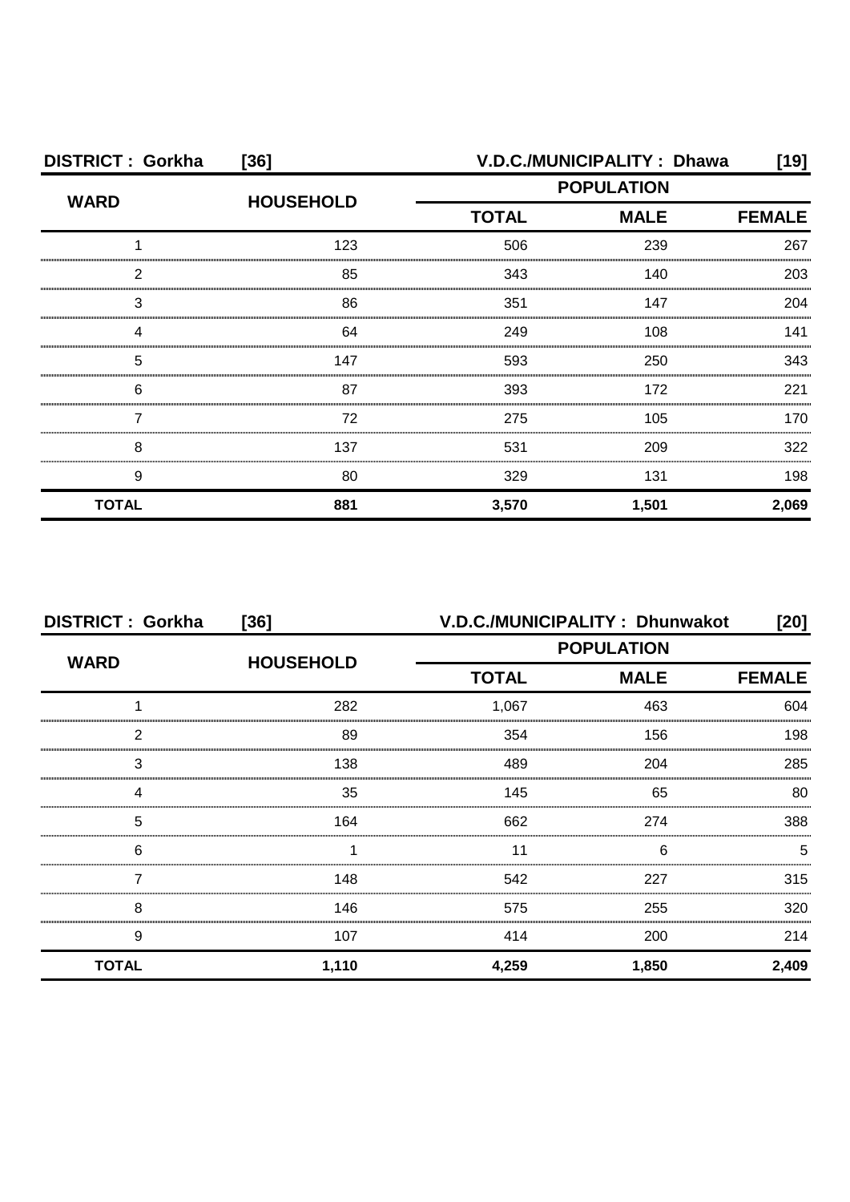**DISTRICT : Gorkha [36] V.D.C./MUNICIPALITY : Dhawa [19]**

| WARD | HOUSEHOLD | POPULATION | | |
|---|---|---|---|---|
| | | TOTAL | MALE | FEMALE |
| 1 | 123 | 506 | 239 | 267 |
| 2 | 85 | 343 | 140 | 203 |
| 3 | 86 | 351 | 147 | 204 |
| 4 | 64 | 249 | 108 | 141 |
| 5 | 147 | 593 | 250 | 343 |
| 6 | 87 | 393 | 172 | 221 |
| 7 | 72 | 275 | 105 | 170 |
| 8 | 137 | 531 | 209 | 322 |
| 9 | 80 | 329 | 131 | 198 |
| **TOTAL** | **881** | **3,570** | **1,501** | **2,069** |

**DISTRICT : Gorkha [36] V.D.C./MUNICIPALITY : Dhunwakot [20]**

| WARD | HOUSEHOLD | POPULATION | | |
|---|---|---|---|---|
| | | TOTAL | MALE | FEMALE |
| 1 | 282 | 1,067 | 463 | 604 |
| 2 | 89 | 354 | 156 | 198 |
| 3 | 138 | 489 | 204 | 285 |
| 4 | 35 | 145 | 65 | 80 |
| 5 | 164 | 662 | 274 | 388 |
| 6 | 1 | 11 | 6 | 5 |
| 7 | 148 | 542 | 227 | 315 |
| 8 | 146 | 575 | 255 | 320 |
| 9 | 107 | 414 | 200 | 214 |
| **TOTAL** | **1,110** | **4,259** | **1,850** | **2,409** |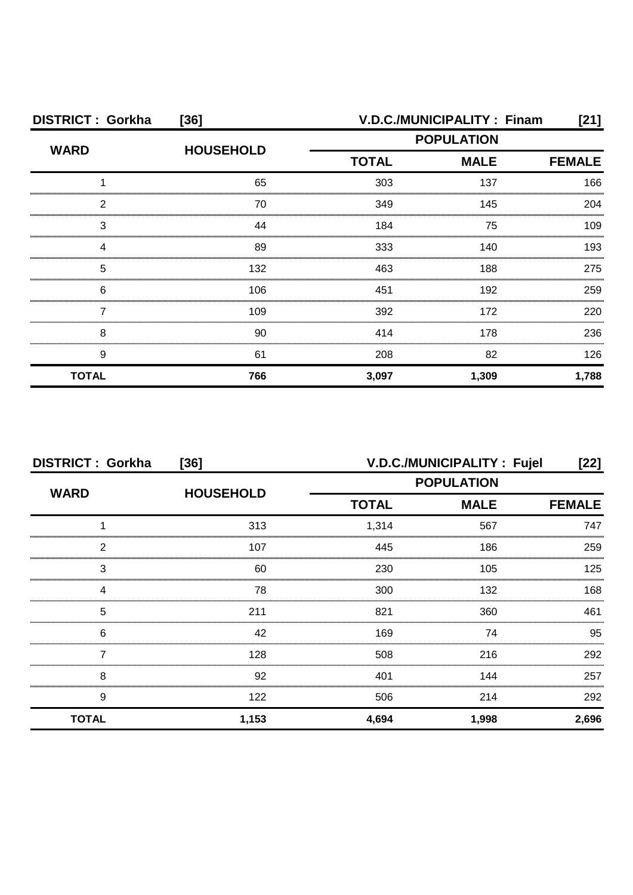**DISTRICT : Gorkha [36] V.D.C./MUNICIPALITY : Finam [21]**

| WARD | HOUSEHOLD | POPULATION | | |
|---|---|---|---|---|
| | | TOTAL | MALE | FEMALE |
| 1 | 65 | 303 | 137 | 166 |
| 2 | 70 | 349 | 145 | 204 |
| 3 | 44 | 184 | 75 | 109 |
| 4 | 89 | 333 | 140 | 193 |
| 5 | 132 | 463 | 188 | 275 |
| 6 | 106 | 451 | 192 | 259 |
| 7 | 109 | 392 | 172 | 220 |
| 8 | 90 | 414 | 178 | 236 |
| 9 | 61 | 208 | 82 | 126 |
| **TOTAL** | **766** | **3,097** | **1,309** | **1,788** |

**DISTRICT : Gorkha [36] V.D.C./MUNICIPALITY : Fujel [22]**

| WARD | HOUSEHOLD | POPULATION | | |
|---|---|---|---|---|
| | | TOTAL | MALE | FEMALE |
| 1 | 313 | 1,314 | 567 | 747 |
| 2 | 107 | 445 | 186 | 259 |
| 3 | 60 | 230 | 105 | 125 |
| 4 | 78 | 300 | 132 | 168 |
| 5 | 211 | 821 | 360 | 461 |
| 6 | 42 | 169 | 74 | 95 |
| 7 | 128 | 508 | 216 | 292 |
| 8 | 92 | 401 | 144 | 257 |
| 9 | 122 | 506 | 214 | 292 |
| **TOTAL** | **1,153** | **4,694** | **1,998** | **2,696** |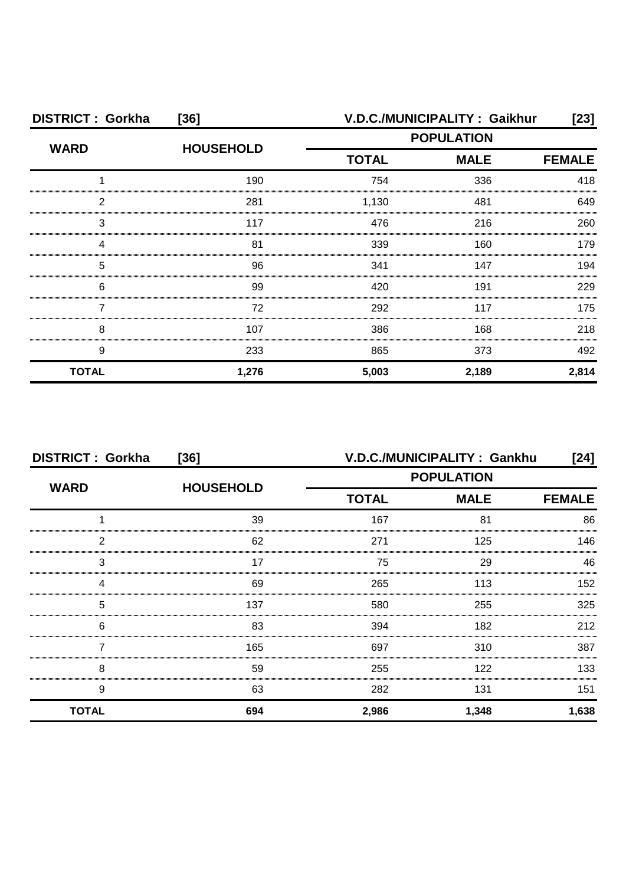**DISTRICT : Gorkha [36]** **V.D.C./MUNICIPALITY : Gaikhur [23]**

| WARD | HOUSEHOLD | POPULATION | | |
|---|---|---|---|---|
| | | TOTAL | MALE | FEMALE |
| 1 | 190 | 754 | 336 | 418 |
| 2 | 281 | 1,130 | 481 | 649 |
| 3 | 117 | 476 | 216 | 260 |
| 4 | 81 | 339 | 160 | 179 |
| 5 | 96 | 341 | 147 | 194 |
| 6 | 99 | 420 | 191 | 229 |
| 7 | 72 | 292 | 117 | 175 |
| 8 | 107 | 386 | 168 | 218 |
| 9 | 233 | 865 | 373 | 492 |
| **TOTAL** | **1,276** | **5,003** | **2,189** | **2,814** |

**DISTRICT : Gorkha [36]** **V.D.C./MUNICIPALITY : Gankhu [24]**

| WARD | HOUSEHOLD | POPULATION | | |
|---|---|---|---|---|
| | | TOTAL | MALE | FEMALE |
| 1 | 39 | 167 | 81 | 86 |
| 2 | 62 | 271 | 125 | 146 |
| 3 | 17 | 75 | 29 | 46 |
| 4 | 69 | 265 | 113 | 152 |
| 5 | 137 | 580 | 255 | 325 |
| 6 | 83 | 394 | 182 | 212 |
| 7 | 165 | 697 | 310 | 387 |
| 8 | 59 | 255 | 122 | 133 |
| 9 | 63 | 282 | 131 | 151 |
| **TOTAL** | **694** | **2,986** | **1,348** | **1,638** |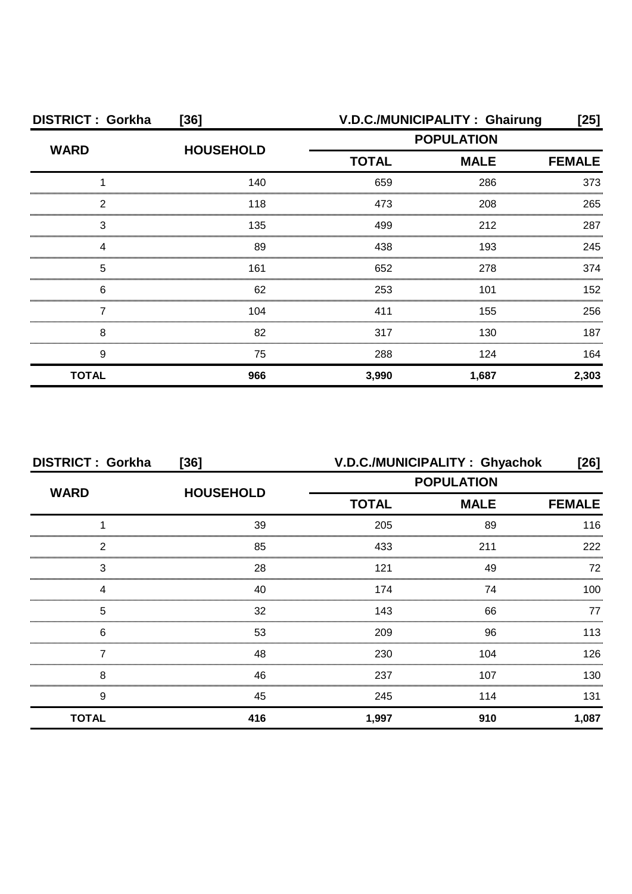**DISTRICT : Gorkha [36]** **V.D.C./MUNICIPALITY : Ghairung [25]**

| WARD | HOUSEHOLD | POPULATION | | |
|---|---|---|---|---|
| | | TOTAL | MALE | FEMALE |
| 1 | 140 | 659 | 286 | 373 |
| 2 | 118 | 473 | 208 | 265 |
| 3 | 135 | 499 | 212 | 287 |
| 4 | 89 | 438 | 193 | 245 |
| 5 | 161 | 652 | 278 | 374 |
| 6 | 62 | 253 | 101 | 152 |
| 7 | 104 | 411 | 155 | 256 |
| 8 | 82 | 317 | 130 | 187 |
| 9 | 75 | 288 | 124 | 164 |
| **TOTAL** | **966** | **3,990** | **1,687** | **2,303** |

**DISTRICT : Gorkha [36]** **V.D.C./MUNICIPALITY : Ghyachok [26]**

| WARD | HOUSEHOLD | POPULATION | | |
|---|---|---|---|---|
| | | TOTAL | MALE | FEMALE |
| 1 | 39 | 205 | 89 | 116 |
| 2 | 85 | 433 | 211 | 222 |
| 3 | 28 | 121 | 49 | 72 |
| 4 | 40 | 174 | 74 | 100 |
| 5 | 32 | 143 | 66 | 77 |
| 6 | 53 | 209 | 96 | 113 |
| 7 | 48 | 230 | 104 | 126 |
| 8 | 46 | 237 | 107 | 130 |
| 9 | 45 | 245 | 114 | 131 |
| **TOTAL** | **416** | **1,997** | **910** | **1,087** |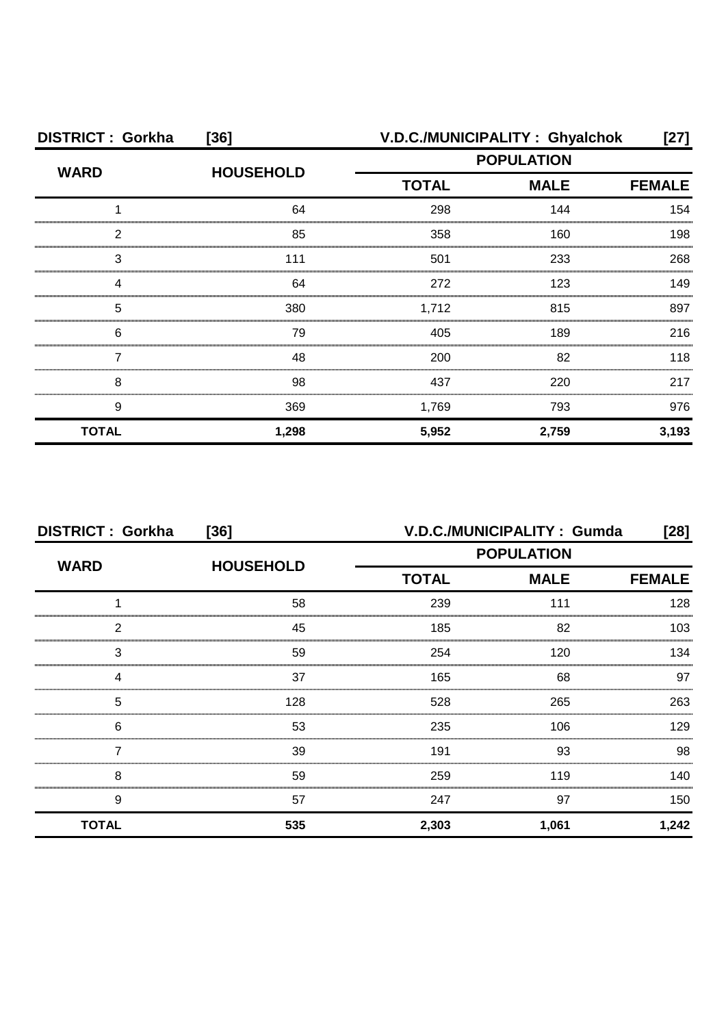**DISTRICT : Gorkha [36] V.D.C./MUNICIPALITY : Ghyalchok [27]**

| WARD | HOUSEHOLD | POPULATION | | |
|---|---|---|---|---|
| | | TOTAL | MALE | FEMALE |
| 1 | 64 | 298 | 144 | 154 |
| 2 | 85 | 358 | 160 | 198 |
| 3 | 111 | 501 | 233 | 268 |
| 4 | 64 | 272 | 123 | 149 |
| 5 | 380 | 1,712 | 815 | 897 |
| 6 | 79 | 405 | 189 | 216 |
| 7 | 48 | 200 | 82 | 118 |
| 8 | 98 | 437 | 220 | 217 |
| 9 | 369 | 1,769 | 793 | 976 |
| **TOTAL** | **1,298** | **5,952** | **2,759** | **3,193** |

**DISTRICT : Gorkha [36] V.D.C./MUNICIPALITY : Gumda [28]**

| WARD | HOUSEHOLD | POPULATION | | |
|---|---|---|---|---|
| | | TOTAL | MALE | FEMALE |
| 1 | 58 | 239 | 111 | 128 |
| 2 | 45 | 185 | 82 | 103 |
| 3 | 59 | 254 | 120 | 134 |
| 4 | 37 | 165 | 68 | 97 |
| 5 | 128 | 528 | 265 | 263 |
| 6 | 53 | 235 | 106 | 129 |
| 7 | 39 | 191 | 93 | 98 |
| 8 | 59 | 259 | 119 | 140 |
| 9 | 57 | 247 | 97 | 150 |
| **TOTAL** | **535** | **2,303** | **1,061** | **1,242** |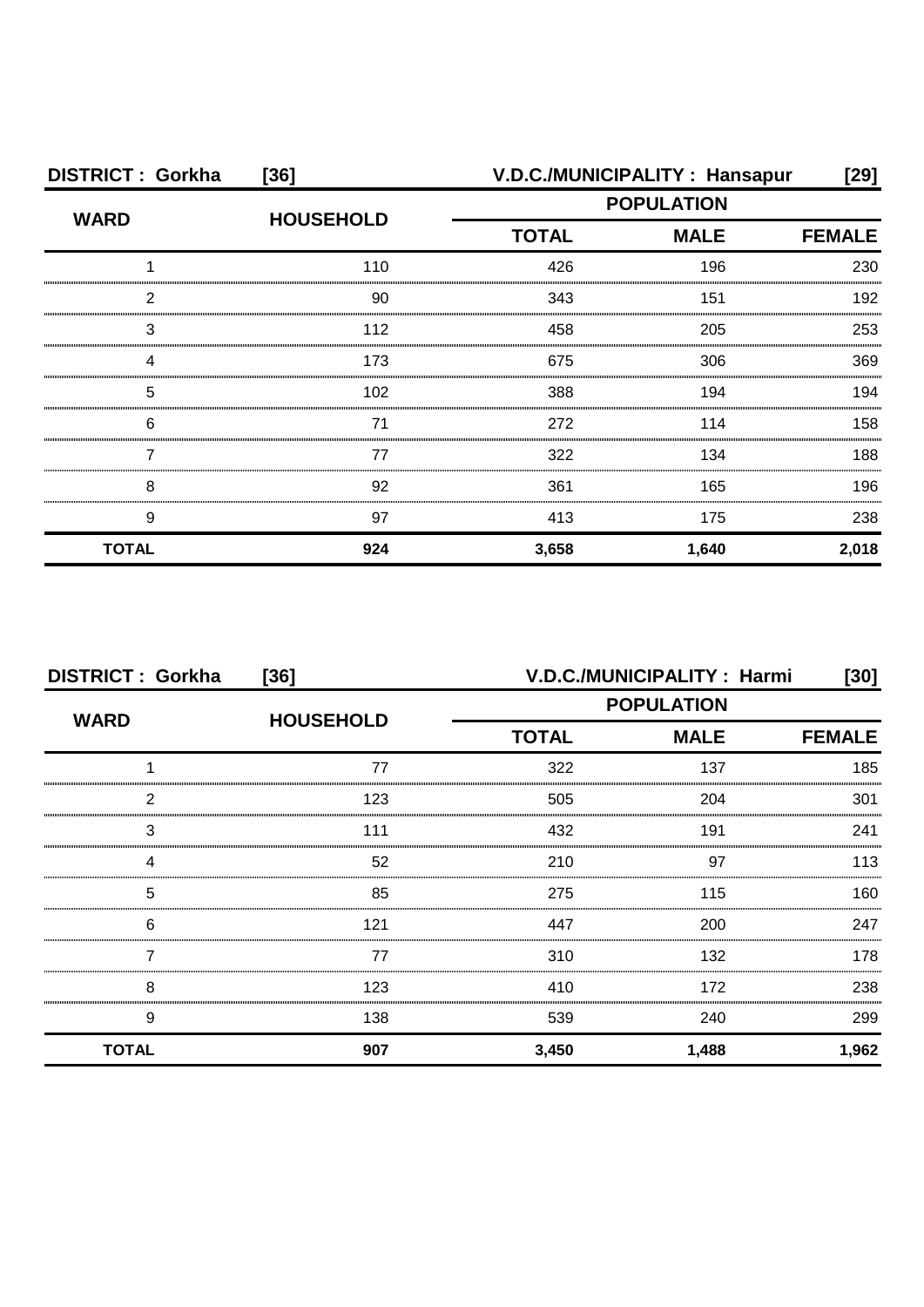**DISTRICT : Gorkha [36]** **V.D.C./MUNICIPALITY : Hansapur [29]**

| WARD | HOUSEHOLD | POPULATION | | |
|---|---|---|---|---|
| | | TOTAL | MALE | FEMALE |
| 1 | 110 | 426 | 196 | 230 |
| 2 | 90 | 343 | 151 | 192 |
| 3 | 112 | 458 | 205 | 253 |
| 4 | 173 | 675 | 306 | 369 |
| 5 | 102 | 388 | 194 | 194 |
| 6 | 71 | 272 | 114 | 158 |
| 7 | 77 | 322 | 134 | 188 |
| 8 | 92 | 361 | 165 | 196 |
| 9 | 97 | 413 | 175 | 238 |
| **TOTAL** | **924** | **3,658** | **1,640** | **2,018** |

**DISTRICT : Gorkha [36]** **V.D.C./MUNICIPALITY : Harmi [30]**

| WARD | HOUSEHOLD | POPULATION | | |
|---|---|---|---|---|
| | | TOTAL | MALE | FEMALE |
| 1 | 77 | 322 | 137 | 185 |
| 2 | 123 | 505 | 204 | 301 |
| 3 | 111 | 432 | 191 | 241 |
| 4 | 52 | 210 | 97 | 113 |
| 5 | 85 | 275 | 115 | 160 |
| 6 | 121 | 447 | 200 | 247 |
| 7 | 77 | 310 | 132 | 178 |
| 8 | 123 | 410 | 172 | 238 |
| 9 | 138 | 539 | 240 | 299 |
| **TOTAL** | **907** | **3,450** | **1,488** | **1,962** |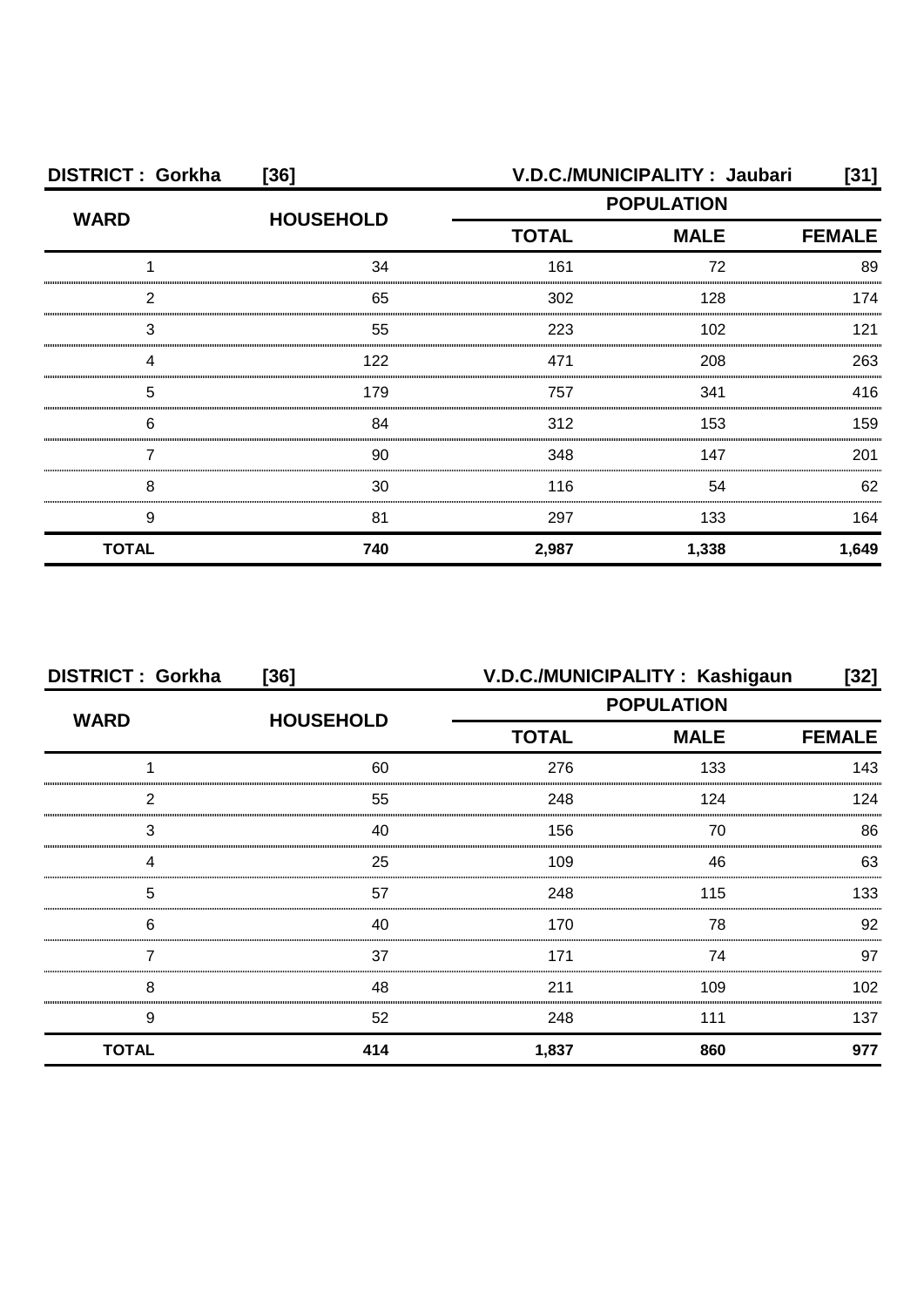**DISTRICT : Gorkha [36]** **V.D.C./MUNICIPALITY : Jaubari [31]**

| WARD | HOUSEHOLD | POPULATION | | |
|---|---|---|---|---|
| | | TOTAL | MALE | FEMALE |
| 1 | 34 | 161 | 72 | 89 |
| 2 | 65 | 302 | 128 | 174 |
| 3 | 55 | 223 | 102 | 121 |
| 4 | 122 | 471 | 208 | 263 |
| 5 | 179 | 757 | 341 | 416 |
| 6 | 84 | 312 | 153 | 159 |
| 7 | 90 | 348 | 147 | 201 |
| 8 | 30 | 116 | 54 | 62 |
| 9 | 81 | 297 | 133 | 164 |
| **TOTAL** | **740** | **2,987** | **1,338** | **1,649** |

**DISTRICT : Gorkha [36]** **V.D.C./MUNICIPALITY : Kashigaun [32]**

| WARD | HOUSEHOLD | POPULATION | | |
|---|---|---|---|---|
| | | TOTAL | MALE | FEMALE |
| 1 | 60 | 276 | 133 | 143 |
| 2 | 55 | 248 | 124 | 124 |
| 3 | 40 | 156 | 70 | 86 |
| 4 | 25 | 109 | 46 | 63 |
| 5 | 57 | 248 | 115 | 133 |
| 6 | 40 | 170 | 78 | 92 |
| 7 | 37 | 171 | 74 | 97 |
| 8 | 48 | 211 | 109 | 102 |
| 9 | 52 | 248 | 111 | 137 |
| **TOTAL** | **414** | **1,837** | **860** | **977** |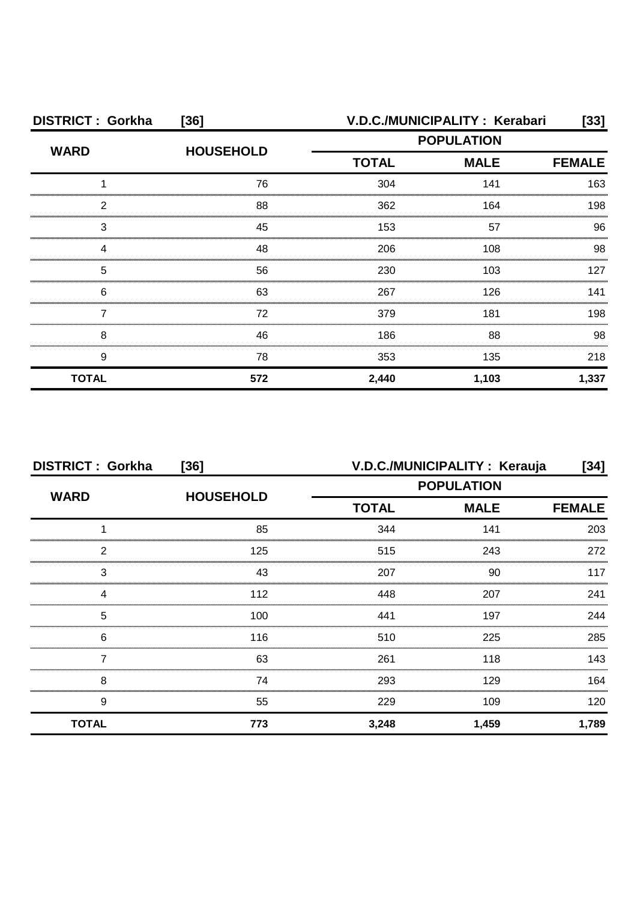**DISTRICT : Gorkha [36]** **V.D.C./MUNICIPALITY : Kerabari [33]**

| WARD | HOUSEHOLD | POPULATION | | |
|---|---|---|---|---|
| | | TOTAL | MALE | FEMALE |
| 1 | 76 | 304 | 141 | 163 |
| 2 | 88 | 362 | 164 | 198 |
| 3 | 45 | 153 | 57 | 96 |
| 4 | 48 | 206 | 108 | 98 |
| 5 | 56 | 230 | 103 | 127 |
| 6 | 63 | 267 | 126 | 141 |
| 7 | 72 | 379 | 181 | 198 |
| 8 | 46 | 186 | 88 | 98 |
| 9 | 78 | 353 | 135 | 218 |
| **TOTAL** | **572** | **2,440** | **1,103** | **1,337** |

**DISTRICT : Gorkha [36]** **V.D.C./MUNICIPALITY : Kerauja [34]**

| WARD | HOUSEHOLD | POPULATION | | |
|---|---|---|---|---|
| | | TOTAL | MALE | FEMALE |
| 1 | 85 | 344 | 141 | 203 |
| 2 | 125 | 515 | 243 | 272 |
| 3 | 43 | 207 | 90 | 117 |
| 4 | 112 | 448 | 207 | 241 |
| 5 | 100 | 441 | 197 | 244 |
| 6 | 116 | 510 | 225 | 285 |
| 7 | 63 | 261 | 118 | 143 |
| 8 | 74 | 293 | 129 | 164 |
| 9 | 55 | 229 | 109 | 120 |
| **TOTAL** | **773** | **3,248** | **1,459** | **1,789** |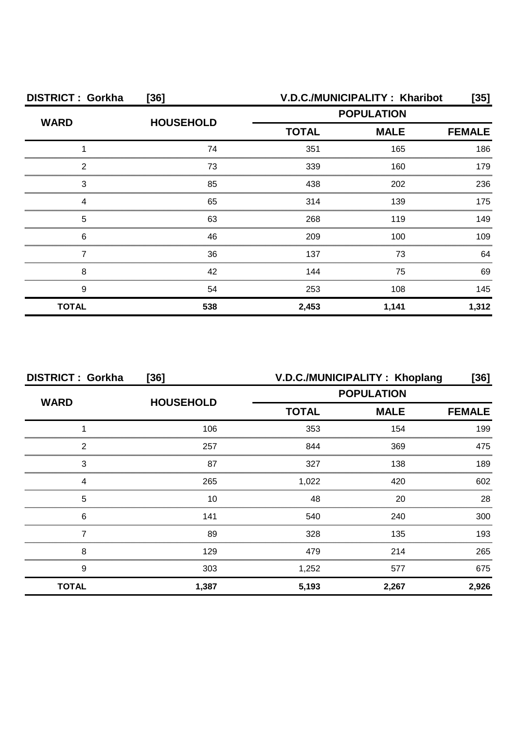| DISTRICT : Gorkha | [36] | V.D.C./MUNICIPALITY : Kharibot | | [35] |
|---|---|---|---|---|
| WARD | HOUSEHOLD | POPULATION | | |
| | | TOTAL | MALE | FEMALE |
| 1 | 74 | 351 | 165 | 186 |
| 2 | 73 | 339 | 160 | 179 |
| 3 | 85 | 438 | 202 | 236 |
| 4 | 65 | 314 | 139 | 175 |
| 5 | 63 | 268 | 119 | 149 |
| 6 | 46 | 209 | 100 | 109 |
| 7 | 36 | 137 | 73 | 64 |
| 8 | 42 | 144 | 75 | 69 |
| 9 | 54 | 253 | 108 | 145 |
| **TOTAL** | **538** | **2,453** | **1,141** | **1,312** |

| DISTRICT : Gorkha | [36] | V.D.C./MUNICIPALITY : Khoplang | | [36] |
|---|---|---|---|---|
| WARD | HOUSEHOLD | POPULATION | | |
| | | TOTAL | MALE | FEMALE |
| 1 | 106 | 353 | 154 | 199 |
| 2 | 257 | 844 | 369 | 475 |
| 3 | 87 | 327 | 138 | 189 |
| 4 | 265 | 1,022 | 420 | 602 |
| 5 | 10 | 48 | 20 | 28 |
| 6 | 141 | 540 | 240 | 300 |
| 7 | 89 | 328 | 135 | 193 |
| 8 | 129 | 479 | 214 | 265 |
| 9 | 303 | 1,252 | 577 | 675 |
| **TOTAL** | **1,387** | **5,193** | **2,267** | **2,926** |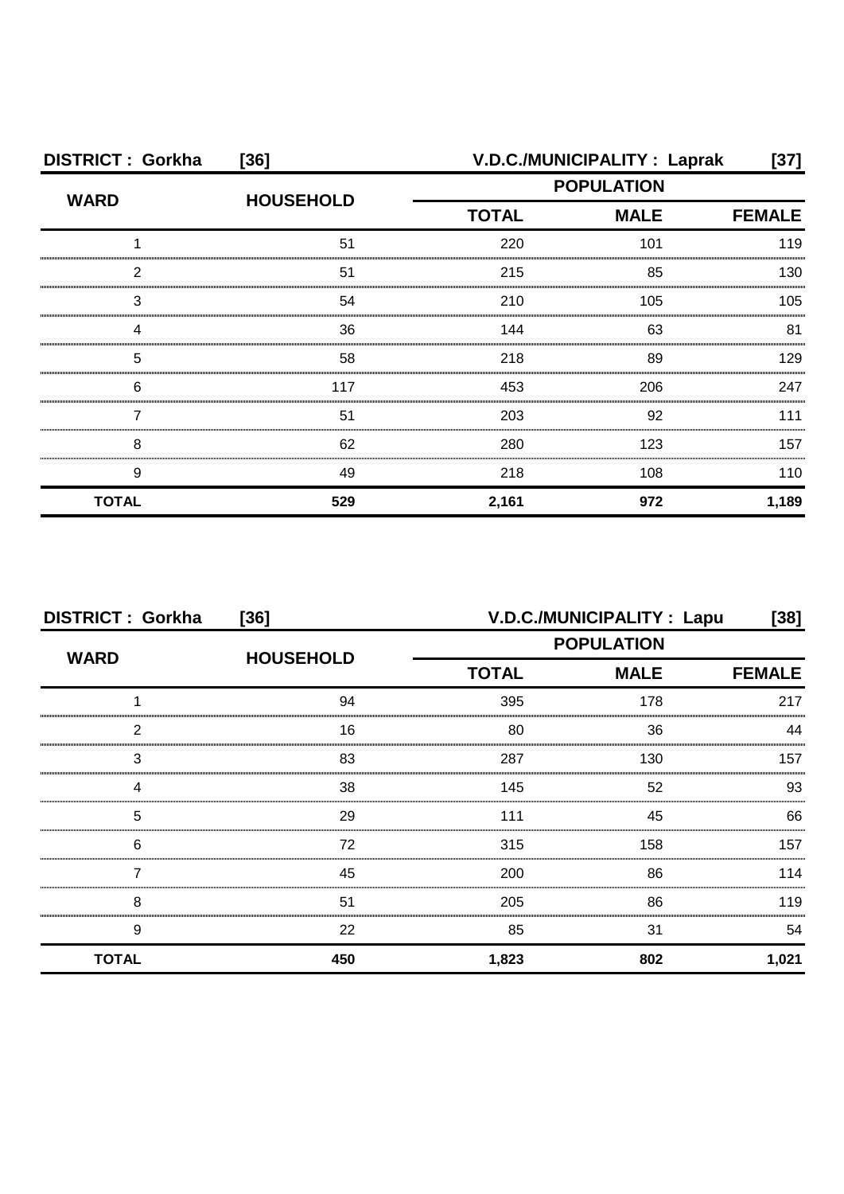**DISTRICT : Gorkha [36] V.D.C./MUNICIPALITY : Laprak [37]**

| WARD | HOUSEHOLD | POPULATION | | |
|---|---|---|---|---|
| | | TOTAL | MALE | FEMALE |
| 1 | 51 | 220 | 101 | 119 |
| 2 | 51 | 215 | 85 | 130 |
| 3 | 54 | 210 | 105 | 105 |
| 4 | 36 | 144 | 63 | 81 |
| 5 | 58 | 218 | 89 | 129 |
| 6 | 117 | 453 | 206 | 247 |
| 7 | 51 | 203 | 92 | 111 |
| 8 | 62 | 280 | 123 | 157 |
| 9 | 49 | 218 | 108 | 110 |
| **TOTAL** | **529** | **2,161** | **972** | **1,189** |

**DISTRICT : Gorkha [36] V.D.C./MUNICIPALITY : Lapu [38]**

| WARD | HOUSEHOLD | POPULATION | | |
|---|---|---|---|---|
| | | TOTAL | MALE | FEMALE |
| 1 | 94 | 395 | 178 | 217 |
| 2 | 16 | 80 | 36 | 44 |
| 3 | 83 | 287 | 130 | 157 |
| 4 | 38 | 145 | 52 | 93 |
| 5 | 29 | 111 | 45 | 66 |
| 6 | 72 | 315 | 158 | 157 |
| 7 | 45 | 200 | 86 | 114 |
| 8 | 51 | 205 | 86 | 119 |
| 9 | 22 | 85 | 31 | 54 |
| **TOTAL** | **450** | **1,823** | **802** | **1,021** |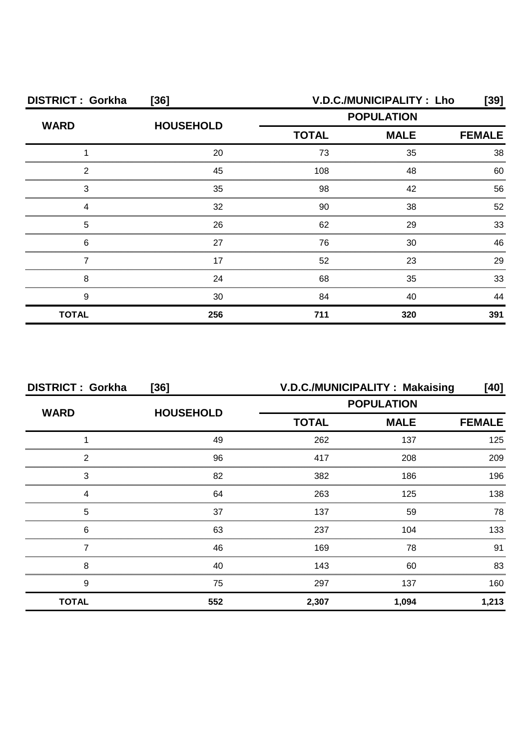| DISTRICT : Gorkha [36] | | V.D.C./MUNICIPALITY : Lho [39] | | |
|---|---|---|---|---|
| WARD | HOUSEHOLD | POPULATION | | |
| | | TOTAL | MALE | FEMALE |
| 1 | 20 | 73 | 35 | 38 |
| 2 | 45 | 108 | 48 | 60 |
| 3 | 35 | 98 | 42 | 56 |
| 4 | 32 | 90 | 38 | 52 |
| 5 | 26 | 62 | 29 | 33 |
| 6 | 27 | 76 | 30 | 46 |
| 7 | 17 | 52 | 23 | 29 |
| 8 | 24 | 68 | 35 | 33 |
| 9 | 30 | 84 | 40 | 44 |
| **TOTAL** | **256** | **711** | **320** | **391** |

| DISTRICT : Gorkha [36] | | V.D.C./MUNICIPALITY : Makaising [40] | | |
|---|---|---|---|---|
| WARD | HOUSEHOLD | POPULATION | | |
| | | TOTAL | MALE | FEMALE |
| 1 | 49 | 262 | 137 | 125 |
| 2 | 96 | 417 | 208 | 209 |
| 3 | 82 | 382 | 186 | 196 |
| 4 | 64 | 263 | 125 | 138 |
| 5 | 37 | 137 | 59 | 78 |
| 6 | 63 | 237 | 104 | 133 |
| 7 | 46 | 169 | 78 | 91 |
| 8 | 40 | 143 | 60 | 83 |
| 9 | 75 | 297 | 137 | 160 |
| **TOTAL** | **552** | **2,307** | **1,094** | **1,213** |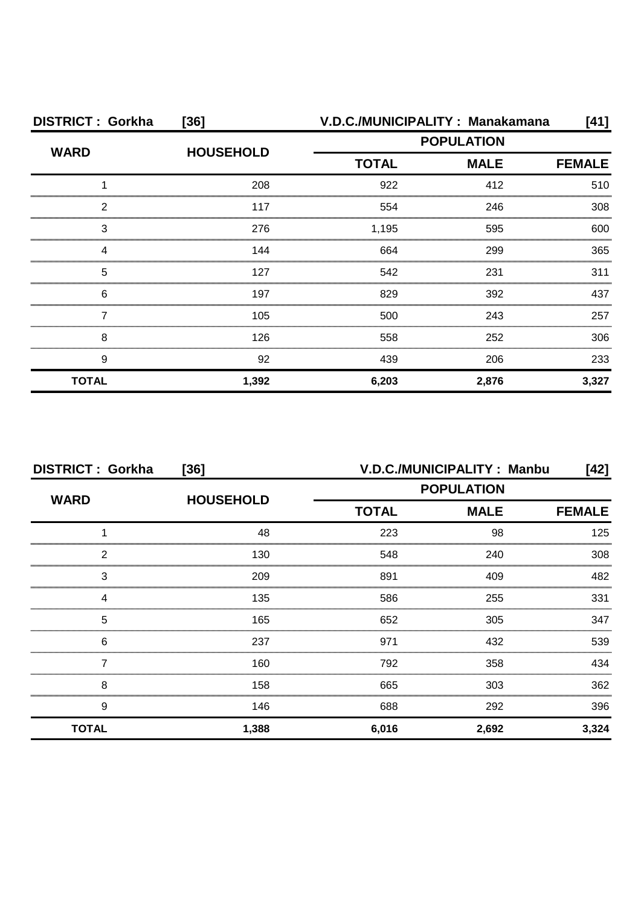| DISTRICT : Gorkha [36] | | V.D.C./MUNICIPALITY : Manakamana [41] | | |
|---|---|---|---|---|
| WARD | HOUSEHOLD | POPULATION | | |
| | | TOTAL | MALE | FEMALE |
| 1 | 208 | 922 | 412 | 510 |
| 2 | 117 | 554 | 246 | 308 |
| 3 | 276 | 1,195 | 595 | 600 |
| 4 | 144 | 664 | 299 | 365 |
| 5 | 127 | 542 | 231 | 311 |
| 6 | 197 | 829 | 392 | 437 |
| 7 | 105 | 500 | 243 | 257 |
| 8 | 126 | 558 | 252 | 306 |
| 9 | 92 | 439 | 206 | 233 |
| **TOTAL** | **1,392** | **6,203** | **2,876** | **3,327** |

| DISTRICT : Gorkha [36] | | V.D.C./MUNICIPALITY : Manbu [42] | | |
|---|---|---|---|---|
| WARD | HOUSEHOLD | POPULATION | | |
| | | TOTAL | MALE | FEMALE |
| 1 | 48 | 223 | 98 | 125 |
| 2 | 130 | 548 | 240 | 308 |
| 3 | 209 | 891 | 409 | 482 |
| 4 | 135 | 586 | 255 | 331 |
| 5 | 165 | 652 | 305 | 347 |
| 6 | 237 | 971 | 432 | 539 |
| 7 | 160 | 792 | 358 | 434 |
| 8 | 158 | 665 | 303 | 362 |
| 9 | 146 | 688 | 292 | 396 |
| **TOTAL** | **1,388** | **6,016** | **2,692** | **3,324** |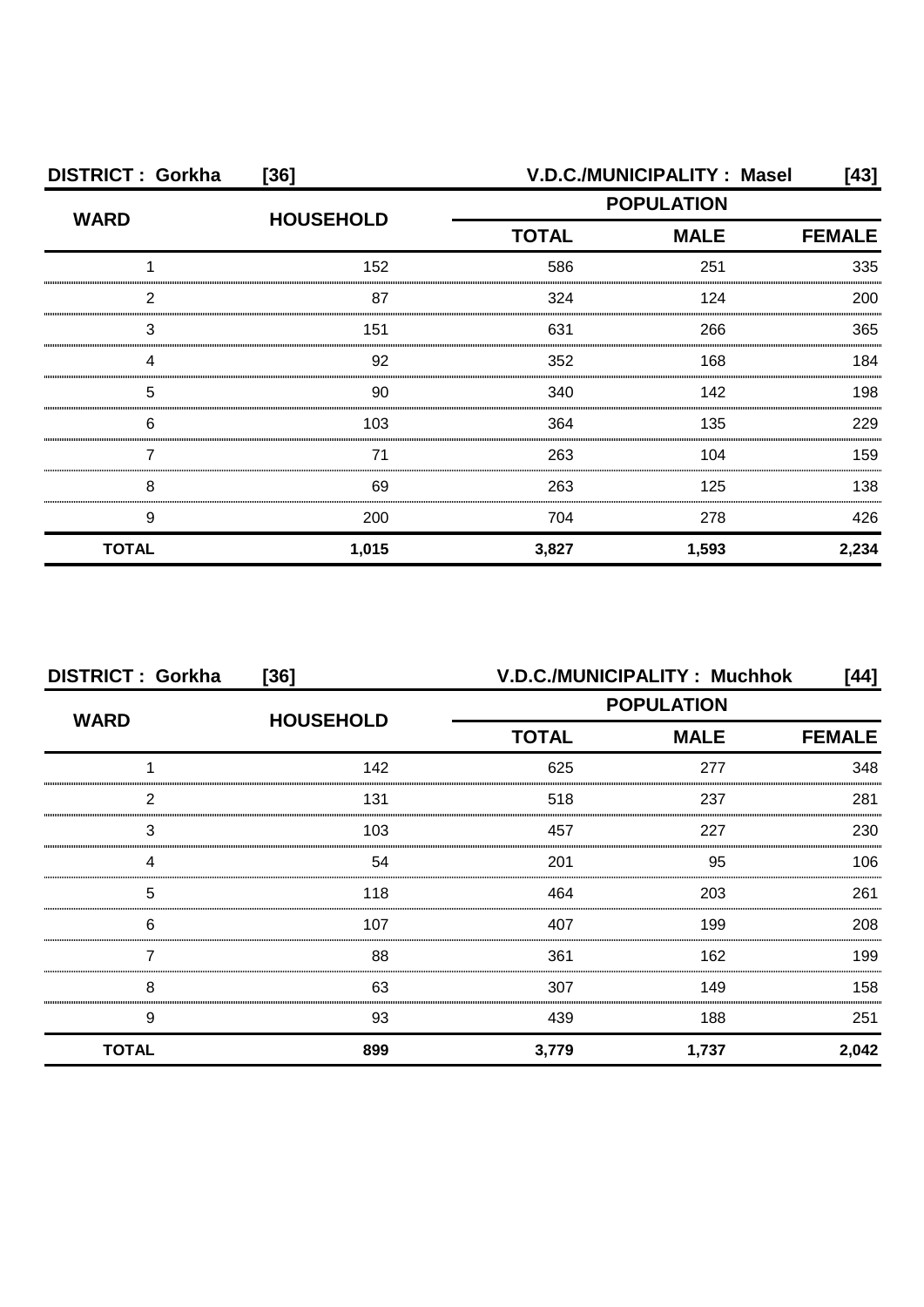**DISTRICT : Gorkha [36]** **V.D.C./MUNICIPALITY : Masel [43]**

| WARD | HOUSEHOLD | POPULATION | | |
|---|---|---|---|---|
| | | TOTAL | MALE | FEMALE |
| 1 | 152 | 586 | 251 | 335 |
| 2 | 87 | 324 | 124 | 200 |
| 3 | 151 | 631 | 266 | 365 |
| 4 | 92 | 352 | 168 | 184 |
| 5 | 90 | 340 | 142 | 198 |
| 6 | 103 | 364 | 135 | 229 |
| 7 | 71 | 263 | 104 | 159 |
| 8 | 69 | 263 | 125 | 138 |
| 9 | 200 | 704 | 278 | 426 |
| **TOTAL** | **1,015** | **3,827** | **1,593** | **2,234** |

**DISTRICT : Gorkha [36]** **V.D.C./MUNICIPALITY : Muchhok [44]**

| WARD | HOUSEHOLD | POPULATION | | |
|---|---|---|---|---|
| | | TOTAL | MALE | FEMALE |
| 1 | 142 | 625 | 277 | 348 |
| 2 | 131 | 518 | 237 | 281 |
| 3 | 103 | 457 | 227 | 230 |
| 4 | 54 | 201 | 95 | 106 |
| 5 | 118 | 464 | 203 | 261 |
| 6 | 107 | 407 | 199 | 208 |
| 7 | 88 | 361 | 162 | 199 |
| 8 | 63 | 307 | 149 | 158 |
| 9 | 93 | 439 | 188 | 251 |
| **TOTAL** | **899** | **3,779** | **1,737** | **2,042** |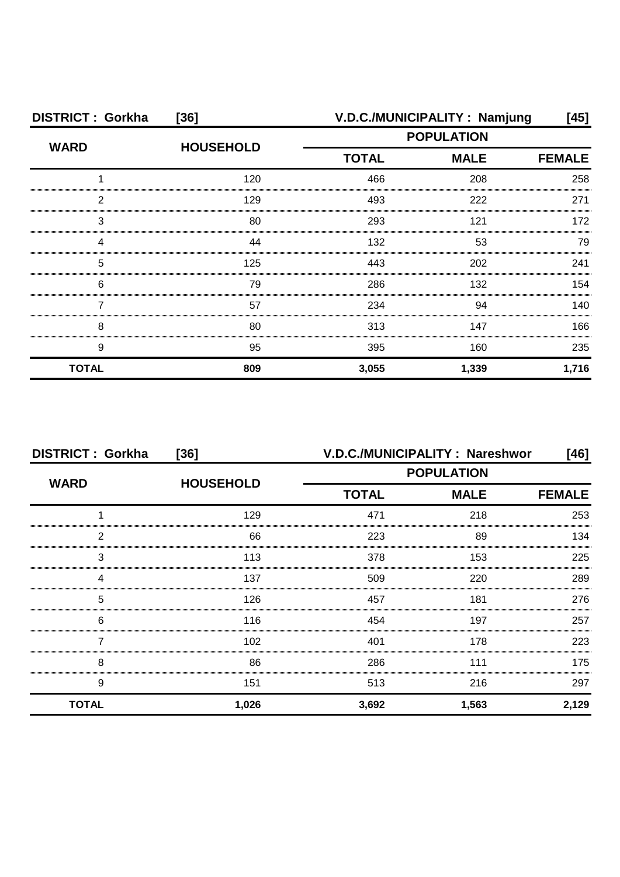**DISTRICT : Gorkha [36] V.D.C./MUNICIPALITY : Namjung [45]**

| WARD | HOUSEHOLD | POPULATION | | |
|---|---|---|---|---|
| | | TOTAL | MALE | FEMALE |
| 1 | 120 | 466 | 208 | 258 |
| 2 | 129 | 493 | 222 | 271 |
| 3 | 80 | 293 | 121 | 172 |
| 4 | 44 | 132 | 53 | 79 |
| 5 | 125 | 443 | 202 | 241 |
| 6 | 79 | 286 | 132 | 154 |
| 7 | 57 | 234 | 94 | 140 |
| 8 | 80 | 313 | 147 | 166 |
| 9 | 95 | 395 | 160 | 235 |
| **TOTAL** | **809** | **3,055** | **1,339** | **1,716** |

**DISTRICT : Gorkha [36] V.D.C./MUNICIPALITY : Nareshwor [46]**

| WARD | HOUSEHOLD | POPULATION | | |
|---|---|---|---|---|
| | | TOTAL | MALE | FEMALE |
| 1 | 129 | 471 | 218 | 253 |
| 2 | 66 | 223 | 89 | 134 |
| 3 | 113 | 378 | 153 | 225 |
| 4 | 137 | 509 | 220 | 289 |
| 5 | 126 | 457 | 181 | 276 |
| 6 | 116 | 454 | 197 | 257 |
| 7 | 102 | 401 | 178 | 223 |
| 8 | 86 | 286 | 111 | 175 |
| 9 | 151 | 513 | 216 | 297 |
| **TOTAL** | **1,026** | **3,692** | **1,563** | **2,129** |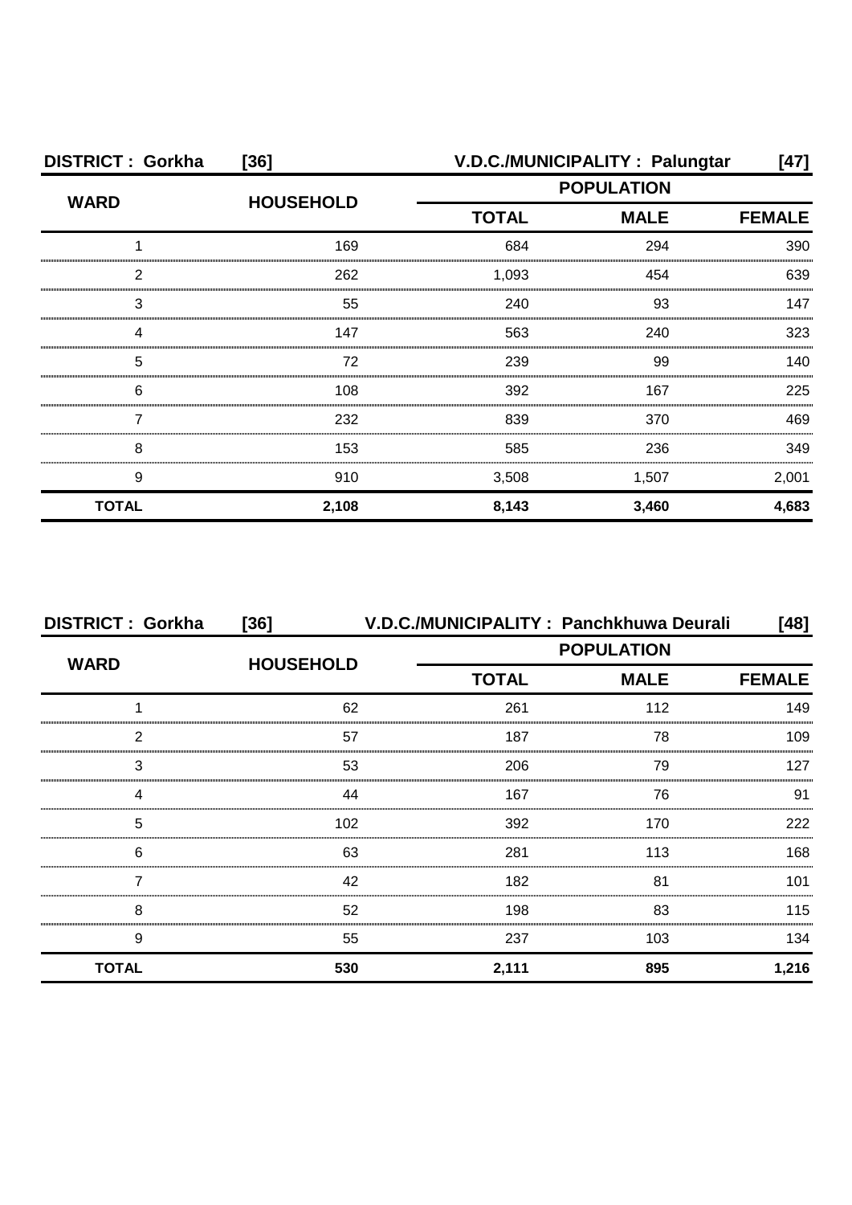**DISTRICT : Gorkha [36] V.D.C./MUNICIPALITY : Palungtar [47]**

| WARD | HOUSEHOLD | POPULATION | | |
|---|---|---|---|---|
| | | TOTAL | MALE | FEMALE |
| 1 | 169 | 684 | 294 | 390 |
| 2 | 262 | 1,093 | 454 | 639 |
| 3 | 55 | 240 | 93 | 147 |
| 4 | 147 | 563 | 240 | 323 |
| 5 | 72 | 239 | 99 | 140 |
| 6 | 108 | 392 | 167 | 225 |
| 7 | 232 | 839 | 370 | 469 |
| 8 | 153 | 585 | 236 | 349 |
| 9 | 910 | 3,508 | 1,507 | 2,001 |
| **TOTAL** | **2,108** | **8,143** | **3,460** | **4,683** |

**DISTRICT : Gorkha [36] V.D.C./MUNICIPALITY : Panchkhuwa Deurali [48]**

| WARD | HOUSEHOLD | POPULATION | | |
|---|---|---|---|---|
| | | TOTAL | MALE | FEMALE |
| 1 | 62 | 261 | 112 | 149 |
| 2 | 57 | 187 | 78 | 109 |
| 3 | 53 | 206 | 79 | 127 |
| 4 | 44 | 167 | 76 | 91 |
| 5 | 102 | 392 | 170 | 222 |
| 6 | 63 | 281 | 113 | 168 |
| 7 | 42 | 182 | 81 | 101 |
| 8 | 52 | 198 | 83 | 115 |
| 9 | 55 | 237 | 103 | 134 |
| **TOTAL** | **530** | **2,111** | **895** | **1,216** |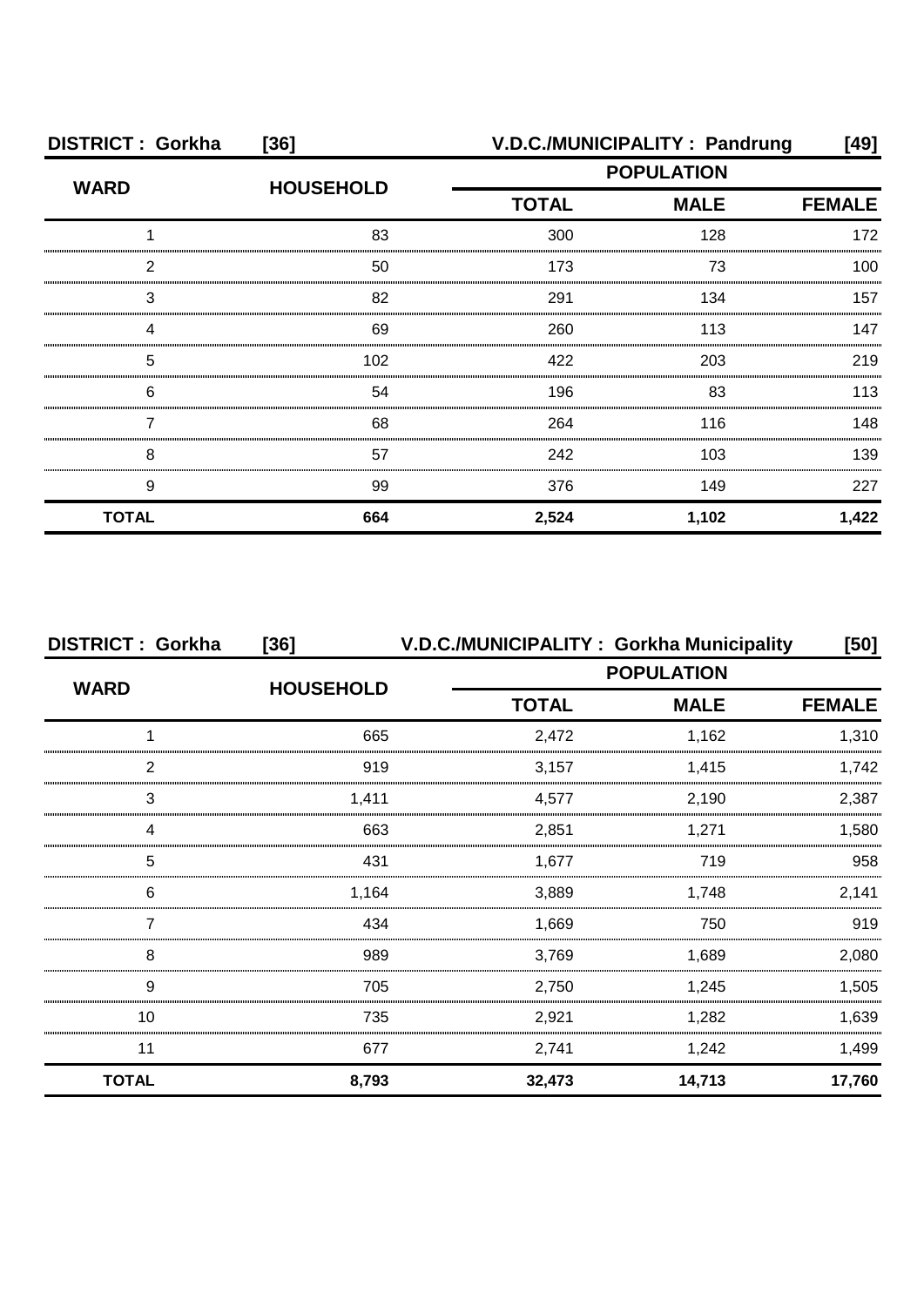**DISTRICT : Gorkha [36] V.D.C./MUNICIPALITY : Pandrung [49]**

| WARD | HOUSEHOLD | POPULATION | | |
|---|---|---|---|---|
| | | TOTAL | MALE | FEMALE |
| 1 | 83 | 300 | 128 | 172 |
| 2 | 50 | 173 | 73 | 100 |
| 3 | 82 | 291 | 134 | 157 |
| 4 | 69 | 260 | 113 | 147 |
| 5 | 102 | 422 | 203 | 219 |
| 6 | 54 | 196 | 83 | 113 |
| 7 | 68 | 264 | 116 | 148 |
| 8 | 57 | 242 | 103 | 139 |
| 9 | 99 | 376 | 149 | 227 |
| **TOTAL** | **664** | **2,524** | **1,102** | **1,422** |

**DISTRICT : Gorkha [36] V.D.C./MUNICIPALITY : Gorkha Municipality [50]**

| WARD | HOUSEHOLD | POPULATION | | |
|---|---|---|---|---|
| | | TOTAL | MALE | FEMALE |
| 1 | 665 | 2,472 | 1,162 | 1,310 |
| 2 | 919 | 3,157 | 1,415 | 1,742 |
| 3 | 1,411 | 4,577 | 2,190 | 2,387 |
| 4 | 663 | 2,851 | 1,271 | 1,580 |
| 5 | 431 | 1,677 | 719 | 958 |
| 6 | 1,164 | 3,889 | 1,748 | 2,141 |
| 7 | 434 | 1,669 | 750 | 919 |
| 8 | 989 | 3,769 | 1,689 | 2,080 |
| 9 | 705 | 2,750 | 1,245 | 1,505 |
| 10 | 735 | 2,921 | 1,282 | 1,639 |
| 11 | 677 | 2,741 | 1,242 | 1,499 |
| **TOTAL** | **8,793** | **32,473** | **14,713** | **17,760** |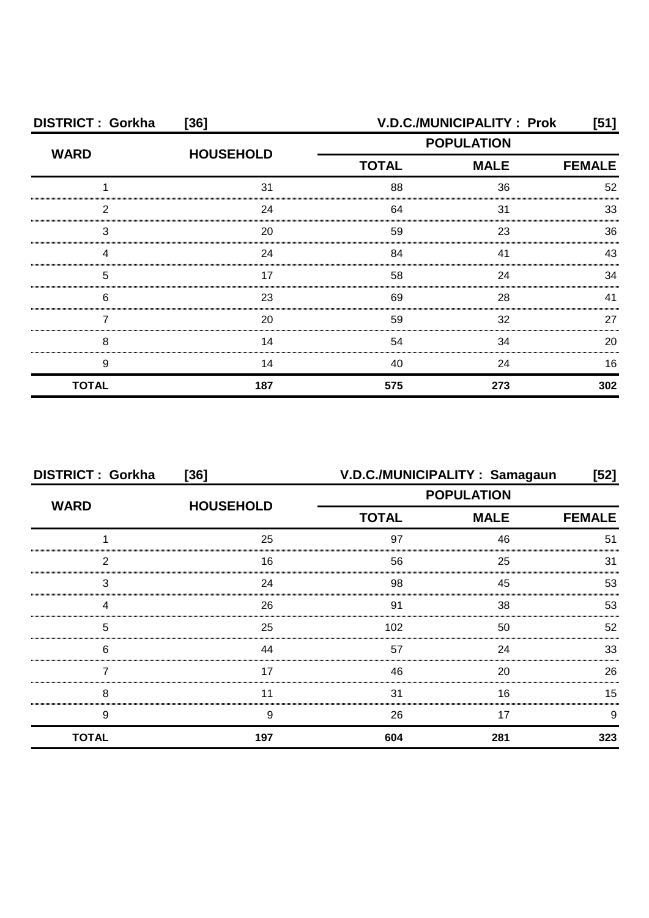**DISTRICT : Gorkha [36] V.D.C./MUNICIPALITY : Prok [51]**

| WARD | HOUSEHOLD | POPULATION | | |
|---|---|---|---|---|
| | | TOTAL | MALE | FEMALE |
| 1 | 31 | 88 | 36 | 52 |
| 2 | 24 | 64 | 31 | 33 |
| 3 | 20 | 59 | 23 | 36 |
| 4 | 24 | 84 | 41 | 43 |
| 5 | 17 | 58 | 24 | 34 |
| 6 | 23 | 69 | 28 | 41 |
| 7 | 20 | 59 | 32 | 27 |
| 8 | 14 | 54 | 34 | 20 |
| 9 | 14 | 40 | 24 | 16 |
| **TOTAL** | **187** | **575** | **273** | **302** |

**DISTRICT : Gorkha [36] V.D.C./MUNICIPALITY : Samagaun [52]**

| WARD | HOUSEHOLD | POPULATION | | |
|---|---|---|---|---|
| | | TOTAL | MALE | FEMALE |
| 1 | 25 | 97 | 46 | 51 |
| 2 | 16 | 56 | 25 | 31 |
| 3 | 24 | 98 | 45 | 53 |
| 4 | 26 | 91 | 38 | 53 |
| 5 | 25 | 102 | 50 | 52 |
| 6 | 44 | 57 | 24 | 33 |
| 7 | 17 | 46 | 20 | 26 |
| 8 | 11 | 31 | 16 | 15 |
| 9 | 9 | 26 | 17 | 9 |
| **TOTAL** | **197** | **604** | **281** | **323** |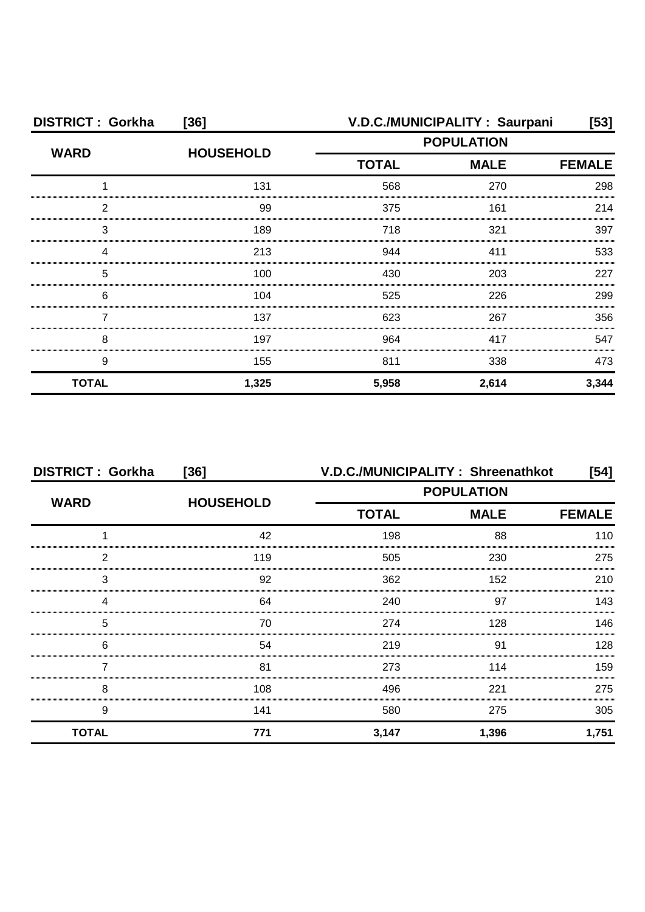**DISTRICT : Gorkha [36] V.D.C./MUNICIPALITY : Saurpani [53]**

| WARD | HOUSEHOLD | POPULATION | | |
|---|---|---|---|---|
| | | TOTAL | MALE | FEMALE |
| 1 | 131 | 568 | 270 | 298 |
| 2 | 99 | 375 | 161 | 214 |
| 3 | 189 | 718 | 321 | 397 |
| 4 | 213 | 944 | 411 | 533 |
| 5 | 100 | 430 | 203 | 227 |
| 6 | 104 | 525 | 226 | 299 |
| 7 | 137 | 623 | 267 | 356 |
| 8 | 197 | 964 | 417 | 547 |
| 9 | 155 | 811 | 338 | 473 |
| **TOTAL** | **1,325** | **5,958** | **2,614** | **3,344** |

**DISTRICT : Gorkha [36] V.D.C./MUNICIPALITY : Shreenathkot [54]**

| WARD | HOUSEHOLD | POPULATION | | |
|---|---|---|---|---|
| | | TOTAL | MALE | FEMALE |
| 1 | 42 | 198 | 88 | 110 |
| 2 | 119 | 505 | 230 | 275 |
| 3 | 92 | 362 | 152 | 210 |
| 4 | 64 | 240 | 97 | 143 |
| 5 | 70 | 274 | 128 | 146 |
| 6 | 54 | 219 | 91 | 128 |
| 7 | 81 | 273 | 114 | 159 |
| 8 | 108 | 496 | 221 | 275 |
| 9 | 141 | 580 | 275 | 305 |
| **TOTAL** | **771** | **3,147** | **1,396** | **1,751** |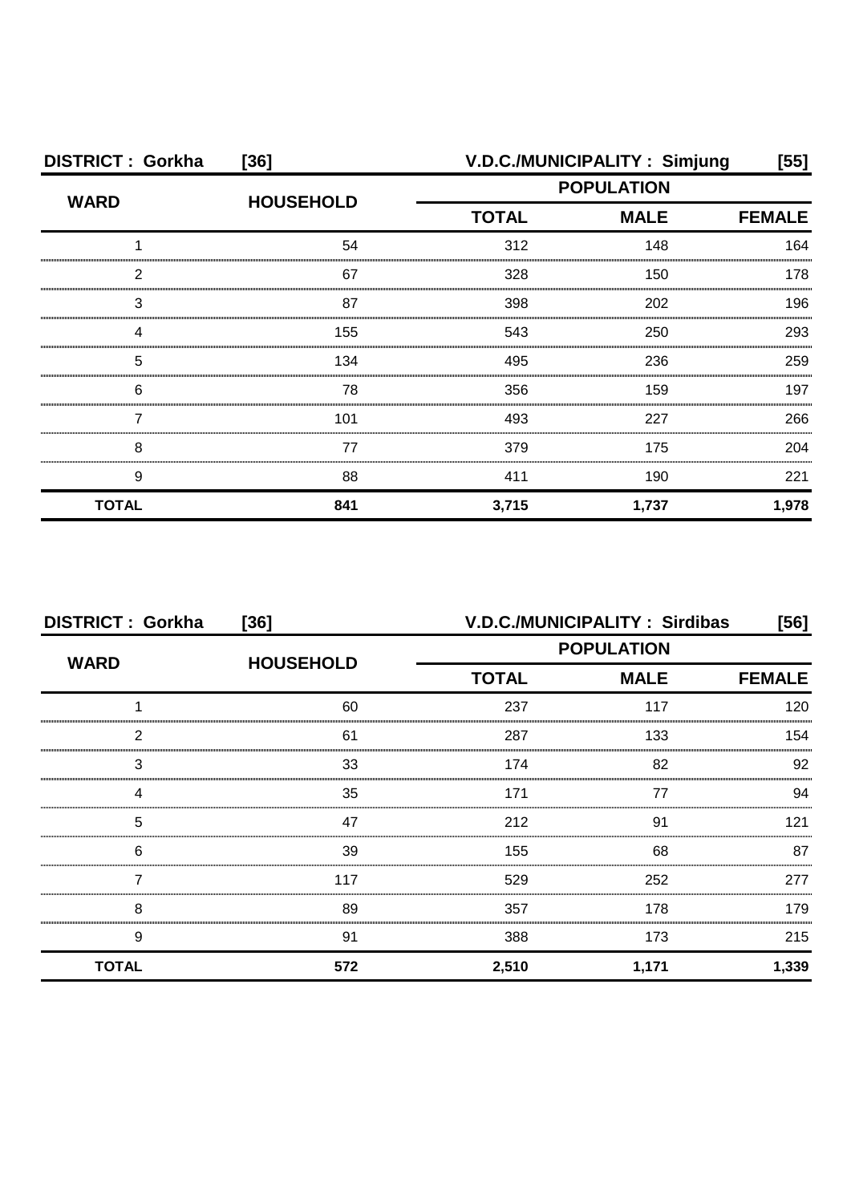**DISTRICT : Gorkha [36] V.D.C./MUNICIPALITY : Simjung [55]**

| WARD | HOUSEHOLD | POPULATION | | |
|---|---|---|---|---|
| | | TOTAL | MALE | FEMALE |
| 1 | 54 | 312 | 148 | 164 |
| 2 | 67 | 328 | 150 | 178 |
| 3 | 87 | 398 | 202 | 196 |
| 4 | 155 | 543 | 250 | 293 |
| 5 | 134 | 495 | 236 | 259 |
| 6 | 78 | 356 | 159 | 197 |
| 7 | 101 | 493 | 227 | 266 |
| 8 | 77 | 379 | 175 | 204 |
| 9 | 88 | 411 | 190 | 221 |
| **TOTAL** | **841** | **3,715** | **1,737** | **1,978** |

**DISTRICT : Gorkha [36] V.D.C./MUNICIPALITY : Sirdibas [56]**

| WARD | HOUSEHOLD | POPULATION | | |
|---|---|---|---|---|
| | | TOTAL | MALE | FEMALE |
| 1 | 60 | 237 | 117 | 120 |
| 2 | 61 | 287 | 133 | 154 |
| 3 | 33 | 174 | 82 | 92 |
| 4 | 35 | 171 | 77 | 94 |
| 5 | 47 | 212 | 91 | 121 |
| 6 | 39 | 155 | 68 | 87 |
| 7 | 117 | 529 | 252 | 277 |
| 8 | 89 | 357 | 178 | 179 |
| 9 | 91 | 388 | 173 | 215 |
| **TOTAL** | **572** | **2,510** | **1,171** | **1,339** |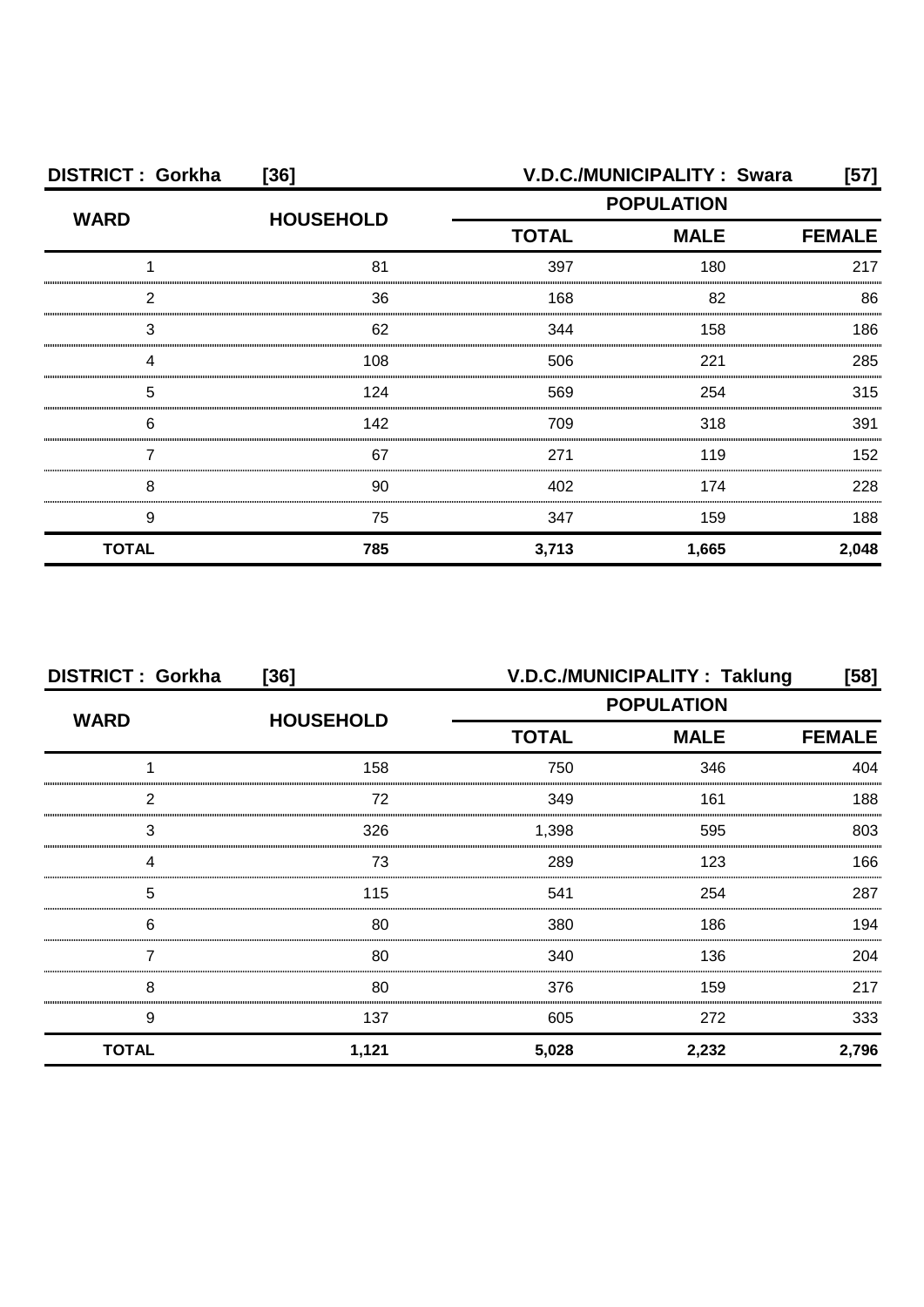**DISTRICT : Gorkha [36]** **V.D.C./MUNICIPALITY : Swara [57]**

| WARD | HOUSEHOLD | POPULATION | | |
|---|---|---|---|---|
| | | TOTAL | MALE | FEMALE |
| 1 | 81 | 397 | 180 | 217 |
| 2 | 36 | 168 | 82 | 86 |
| 3 | 62 | 344 | 158 | 186 |
| 4 | 108 | 506 | 221 | 285 |
| 5 | 124 | 569 | 254 | 315 |
| 6 | 142 | 709 | 318 | 391 |
| 7 | 67 | 271 | 119 | 152 |
| 8 | 90 | 402 | 174 | 228 |
| 9 | 75 | 347 | 159 | 188 |
| **TOTAL** | **785** | **3,713** | **1,665** | **2,048** |

**DISTRICT : Gorkha [36]** **V.D.C./MUNICIPALITY : Taklung [58]**

| WARD | HOUSEHOLD | POPULATION | | |
|---|---|---|---|---|
| | | TOTAL | MALE | FEMALE |
| 1 | 158 | 750 | 346 | 404 |
| 2 | 72 | 349 | 161 | 188 |
| 3 | 326 | 1,398 | 595 | 803 |
| 4 | 73 | 289 | 123 | 166 |
| 5 | 115 | 541 | 254 | 287 |
| 6 | 80 | 380 | 186 | 194 |
| 7 | 80 | 340 | 136 | 204 |
| 8 | 80 | 376 | 159 | 217 |
| 9 | 137 | 605 | 272 | 333 |
| **TOTAL** | **1,121** | **5,028** | **2,232** | **2,796** |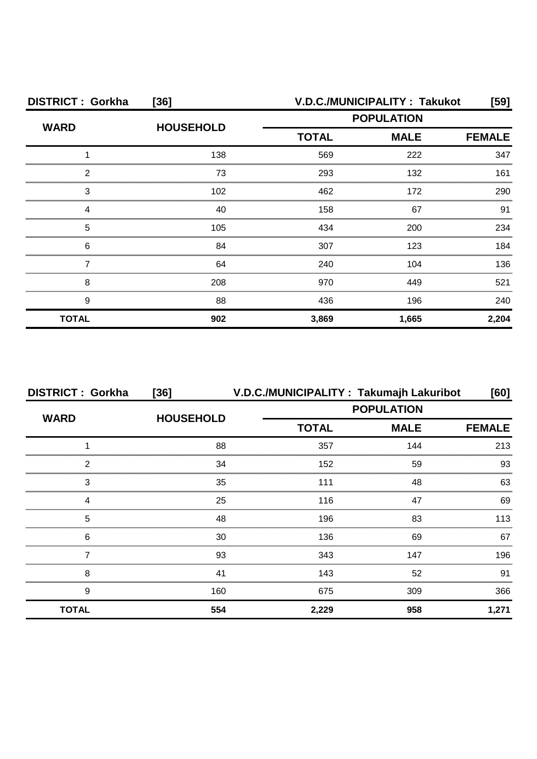**DISTRICT : Gorkha [36] V.D.C./MUNICIPALITY : Takukot [59]**

| WARD | HOUSEHOLD | POPULATION | | |
|---|---|---|---|---|
| | | TOTAL | MALE | FEMALE |
| 1 | 138 | 569 | 222 | 347 |
| 2 | 73 | 293 | 132 | 161 |
| 3 | 102 | 462 | 172 | 290 |
| 4 | 40 | 158 | 67 | 91 |
| 5 | 105 | 434 | 200 | 234 |
| 6 | 84 | 307 | 123 | 184 |
| 7 | 64 | 240 | 104 | 136 |
| 8 | 208 | 970 | 449 | 521 |
| 9 | 88 | 436 | 196 | 240 |
| **TOTAL** | **902** | **3,869** | **1,665** | **2,204** |

**DISTRICT : Gorkha [36] V.D.C./MUNICIPALITY : Takumajh Lakuribot [60]**

| WARD | HOUSEHOLD | POPULATION | | |
|---|---|---|---|---|
| | | TOTAL | MALE | FEMALE |
| 1 | 88 | 357 | 144 | 213 |
| 2 | 34 | 152 | 59 | 93 |
| 3 | 35 | 111 | 48 | 63 |
| 4 | 25 | 116 | 47 | 69 |
| 5 | 48 | 196 | 83 | 113 |
| 6 | 30 | 136 | 69 | 67 |
| 7 | 93 | 343 | 147 | 196 |
| 8 | 41 | 143 | 52 | 91 |
| 9 | 160 | 675 | 309 | 366 |
| **TOTAL** | **554** | **2,229** | **958** | **1,271** |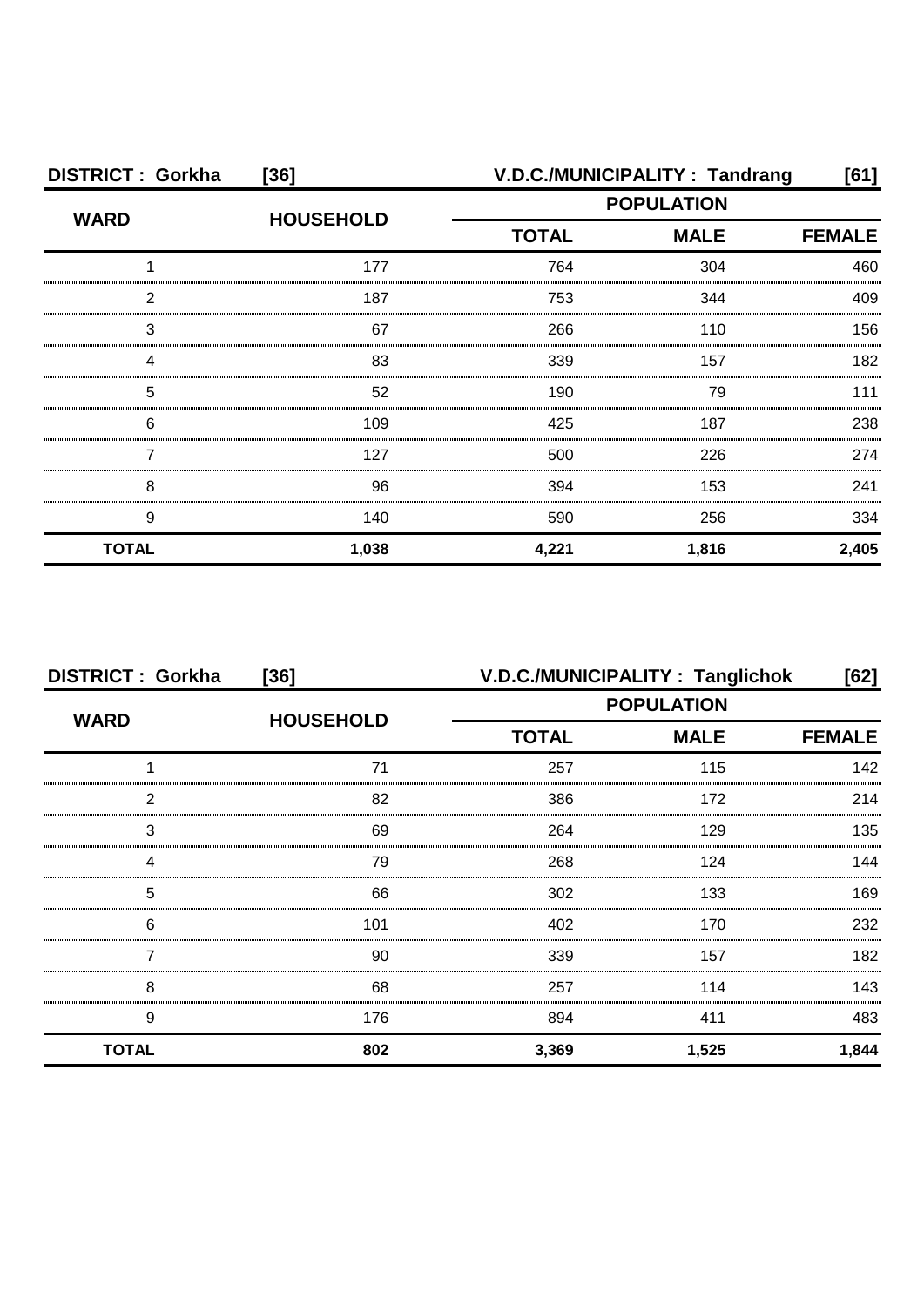| DISTRICT : Gorkha | [36] | V.D.C./MUNICIPALITY : Tandrang | | [61] |
|---|---|---|---|---|
| WARD | HOUSEHOLD | POPULATION | | |
| | | TOTAL | MALE | FEMALE |
| 1 | 177 | 764 | 304 | 460 |
| 2 | 187 | 753 | 344 | 409 |
| 3 | 67 | 266 | 110 | 156 |
| 4 | 83 | 339 | 157 | 182 |
| 5 | 52 | 190 | 79 | 111 |
| 6 | 109 | 425 | 187 | 238 |
| 7 | 127 | 500 | 226 | 274 |
| 8 | 96 | 394 | 153 | 241 |
| 9 | 140 | 590 | 256 | 334 |
| **TOTAL** | **1,038** | **4,221** | **1,816** | **2,405** |

| DISTRICT : Gorkha | [36] | V.D.C./MUNICIPALITY : Tanglichok | | [62] |
|---|---|---|---|---|
| WARD | HOUSEHOLD | POPULATION | | |
| | | TOTAL | MALE | FEMALE |
| 1 | 71 | 257 | 115 | 142 |
| 2 | 82 | 386 | 172 | 214 |
| 3 | 69 | 264 | 129 | 135 |
| 4 | 79 | 268 | 124 | 144 |
| 5 | 66 | 302 | 133 | 169 |
| 6 | 101 | 402 | 170 | 232 |
| 7 | 90 | 339 | 157 | 182 |
| 8 | 68 | 257 | 114 | 143 |
| 9 | 176 | 894 | 411 | 483 |
| **TOTAL** | **802** | **3,369** | **1,525** | **1,844** |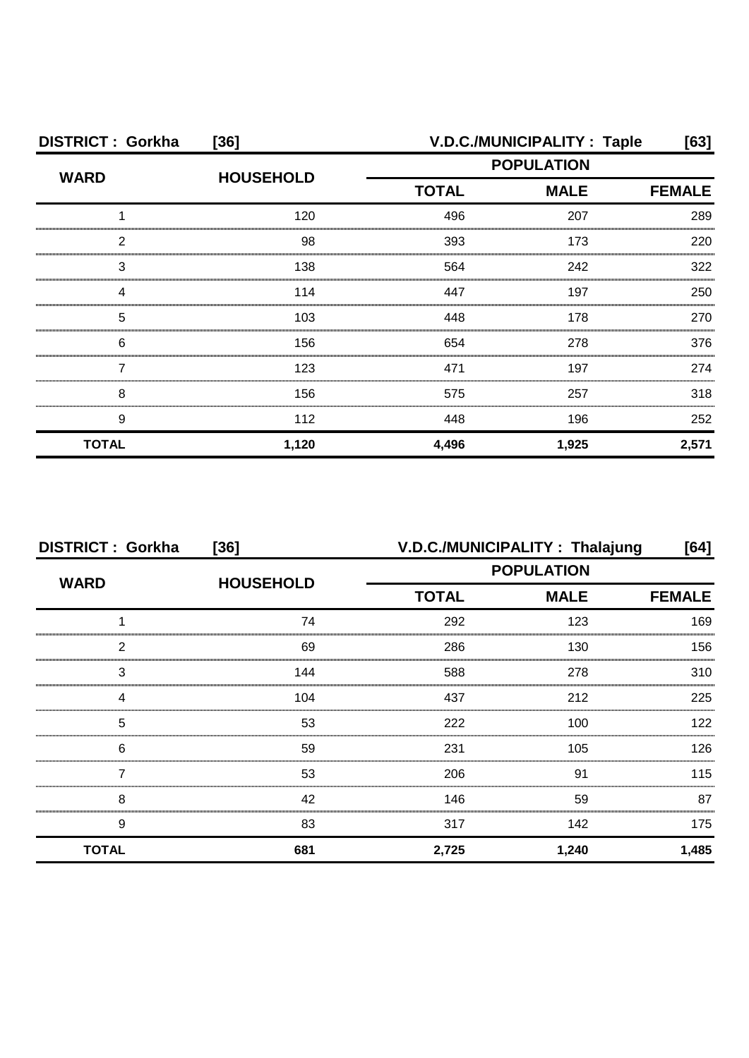**DISTRICT : Gorkha [36] V.D.C./MUNICIPALITY : Taple [63]**

| WARD | HOUSEHOLD | POPULATION | | |
|---|---|---|---|---|
| | | TOTAL | MALE | FEMALE |
| 1 | 120 | 496 | 207 | 289 |
| 2 | 98 | 393 | 173 | 220 |
| 3 | 138 | 564 | 242 | 322 |
| 4 | 114 | 447 | 197 | 250 |
| 5 | 103 | 448 | 178 | 270 |
| 6 | 156 | 654 | 278 | 376 |
| 7 | 123 | 471 | 197 | 274 |
| 8 | 156 | 575 | 257 | 318 |
| 9 | 112 | 448 | 196 | 252 |
| **TOTAL** | **1,120** | **4,496** | **1,925** | **2,571** |

**DISTRICT : Gorkha [36] V.D.C./MUNICIPALITY : Thalajung [64]**

| WARD | HOUSEHOLD | POPULATION | | |
|---|---|---|---|---|
| | | TOTAL | MALE | FEMALE |
| 1 | 74 | 292 | 123 | 169 |
| 2 | 69 | 286 | 130 | 156 |
| 3 | 144 | 588 | 278 | 310 |
| 4 | 104 | 437 | 212 | 225 |
| 5 | 53 | 222 | 100 | 122 |
| 6 | 59 | 231 | 105 | 126 |
| 7 | 53 | 206 | 91 | 115 |
| 8 | 42 | 146 | 59 | 87 |
| 9 | 83 | 317 | 142 | 175 |
| **TOTAL** | **681** | **2,725** | **1,240** | **1,485** |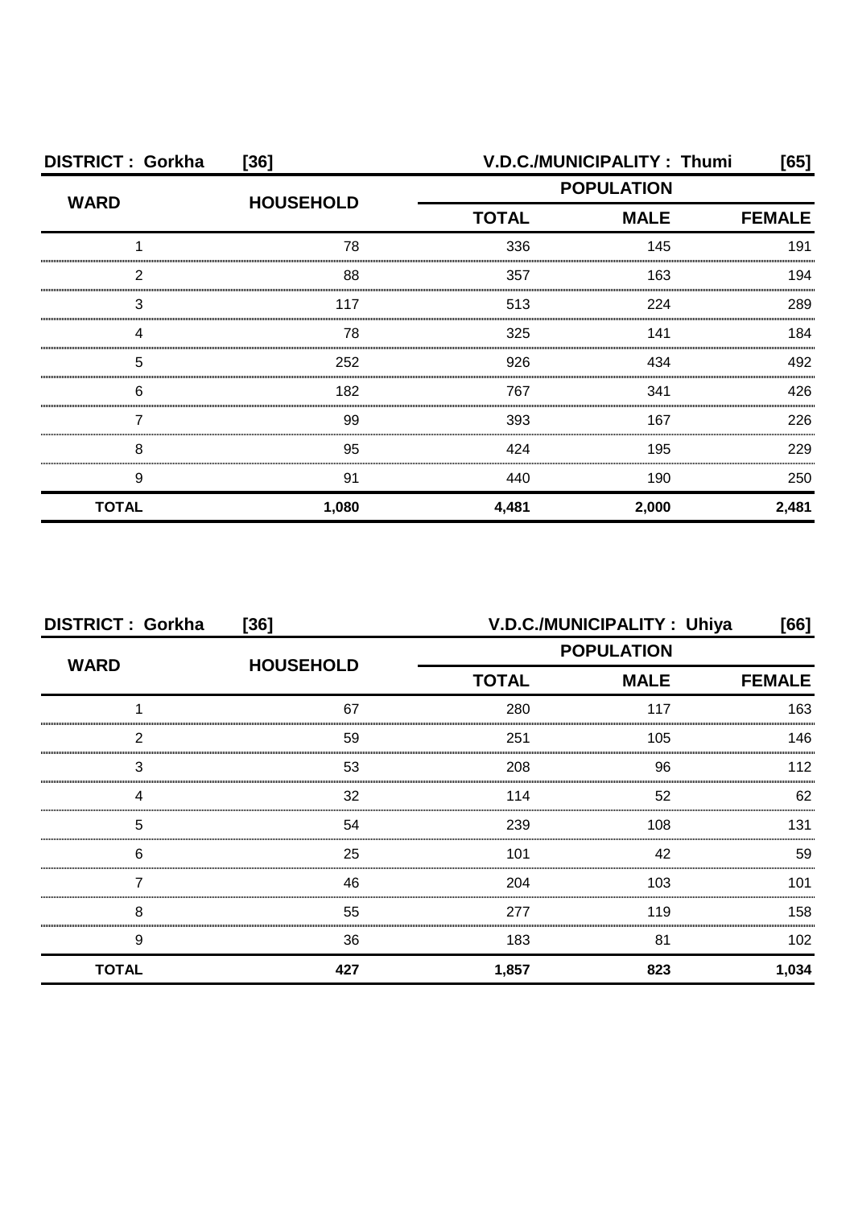**DISTRICT : Gorkha [36] V.D.C./MUNICIPALITY : Thumi [65]**

| WARD | HOUSEHOLD | POPULATION | | |
|---|---|---|---|---|
| | | TOTAL | MALE | FEMALE |
| 1 | 78 | 336 | 145 | 191 |
| 2 | 88 | 357 | 163 | 194 |
| 3 | 117 | 513 | 224 | 289 |
| 4 | 78 | 325 | 141 | 184 |
| 5 | 252 | 926 | 434 | 492 |
| 6 | 182 | 767 | 341 | 426 |
| 7 | 99 | 393 | 167 | 226 |
| 8 | 95 | 424 | 195 | 229 |
| 9 | 91 | 440 | 190 | 250 |
| **TOTAL** | **1,080** | **4,481** | **2,000** | **2,481** |

**DISTRICT : Gorkha [36] V.D.C./MUNICIPALITY : Uhiya [66]**

| WARD | HOUSEHOLD | POPULATION | | |
|---|---|---|---|---|
| | | TOTAL | MALE | FEMALE |
| 1 | 67 | 280 | 117 | 163 |
| 2 | 59 | 251 | 105 | 146 |
| 3 | 53 | 208 | 96 | 112 |
| 4 | 32 | 114 | 52 | 62 |
| 5 | 54 | 239 | 108 | 131 |
| 6 | 25 | 101 | 42 | 59 |
| 7 | 46 | 204 | 103 | 101 |
| 8 | 55 | 277 | 119 | 158 |
| 9 | 36 | 183 | 81 | 102 |
| **TOTAL** | **427** | **1,857** | **823** | **1,034** |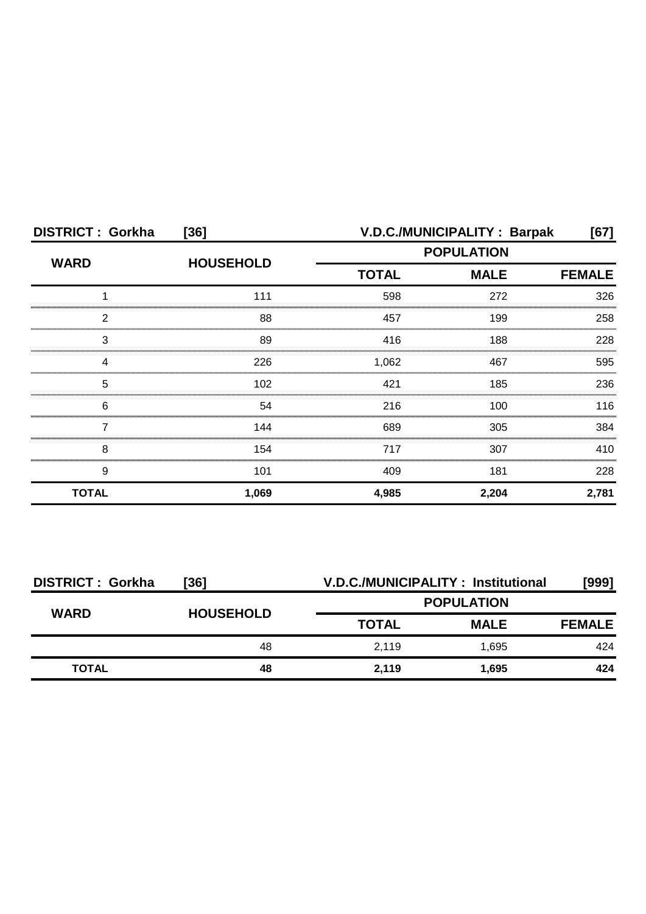**DISTRICT : Gorkha [36]** **V.D.C./MUNICIPALITY : Barpak [67]**

| WARD | HOUSEHOLD | POPULATION | | |
|---|---|---|---|---|
| | | TOTAL | MALE | FEMALE |
| 1 | 111 | 598 | 272 | 326 |
| 2 | 88 | 457 | 199 | 258 |
| 3 | 89 | 416 | 188 | 228 |
| 4 | 226 | 1,062 | 467 | 595 |
| 5 | 102 | 421 | 185 | 236 |
| 6 | 54 | 216 | 100 | 116 |
| 7 | 144 | 689 | 305 | 384 |
| 8 | 154 | 717 | 307 | 410 |
| 9 | 101 | 409 | 181 | 228 |
| **TOTAL** | **1,069** | **4,985** | **2,204** | **2,781** |

**DISTRICT : Gorkha [36]** **V.D.C./MUNICIPALITY : Institutional [999]**

| WARD | HOUSEHOLD | POPULATION | | |
|---|---|---|---|---|
| | | TOTAL | MALE | FEMALE |
| | 48 | 2,119 | 1,695 | 424 |
| **TOTAL** | **48** | **2,119** | **1,695** | **424** |